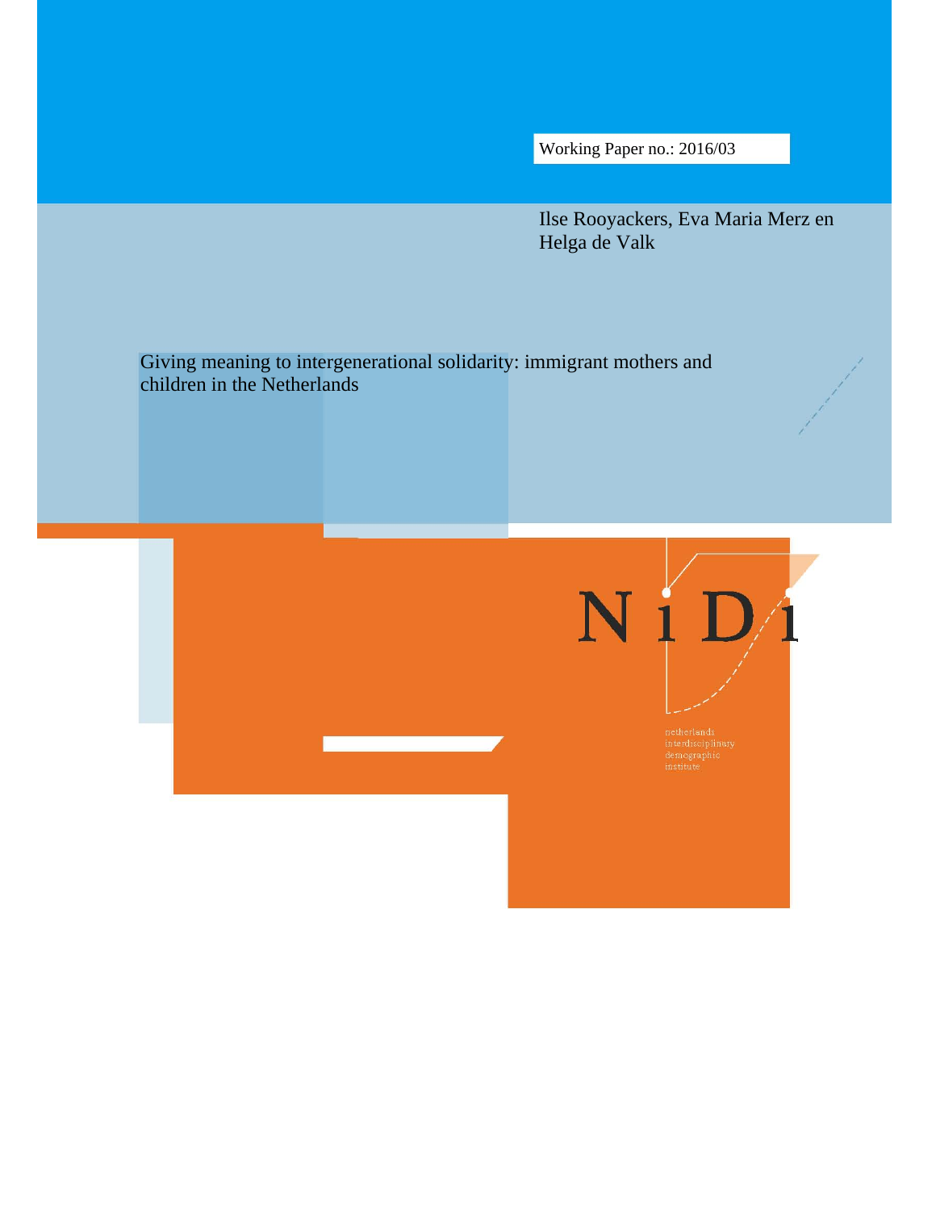Working Paper no.: 2016/03

Ilse Rooyackers, Eva Maria Merz en Helga de Valk

# Giving meaning to intergenerational solidarity: immigrant mothers and children in the Netherlands

NiDi

netherlands interdisciplinary demographic institute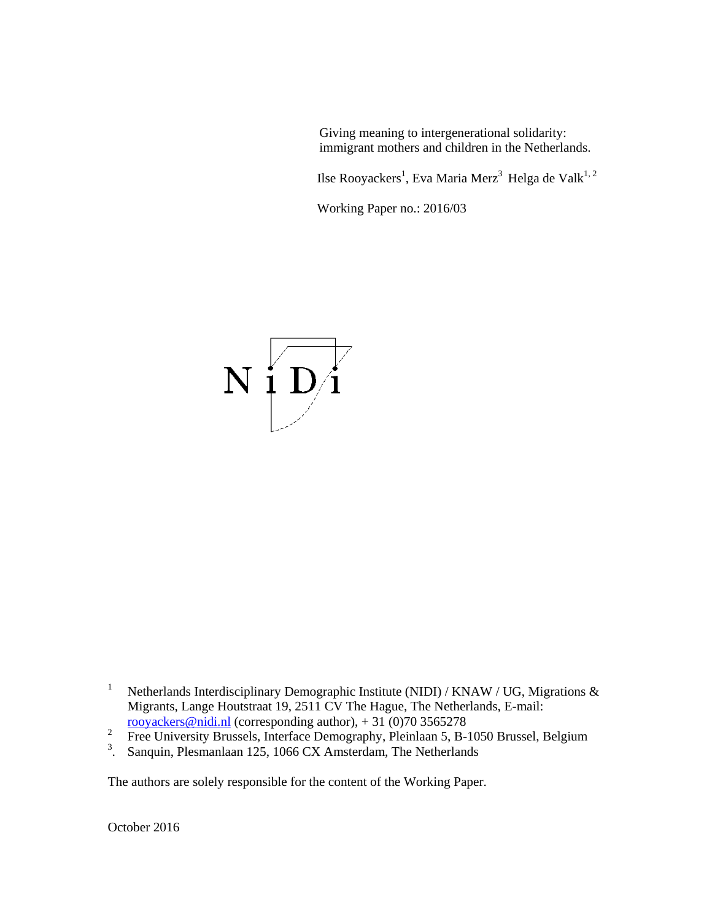Giving meaning to intergenerational solidarity: immigrant mothers and children in the Netherlands.

Ilse Rooyackers[1], Eva Maria Merz[3] Helga de Valk[1, 2]

Working Paper no.: 2016/03

NiDi

[1] Netherlands Interdisciplinary Demographic Institute (NIDI) / KNAW / UG, Migrations & Migrants, Lange Houtstraat 19, 2511 CV The Hague, The Netherlands, E-mail: rooyackers@nidi.nl (corresponding author), + 31 (0)70 3565278

[2] Free University Brussels, Interface Demography, Pleinlaan 5, B-1050 Brussel, Belgium

[3]. Sanquin, Plesmanlaan 125, 1066 CX Amsterdam, The Netherlands

The authors are solely responsible for the content of the Working Paper.

October 2016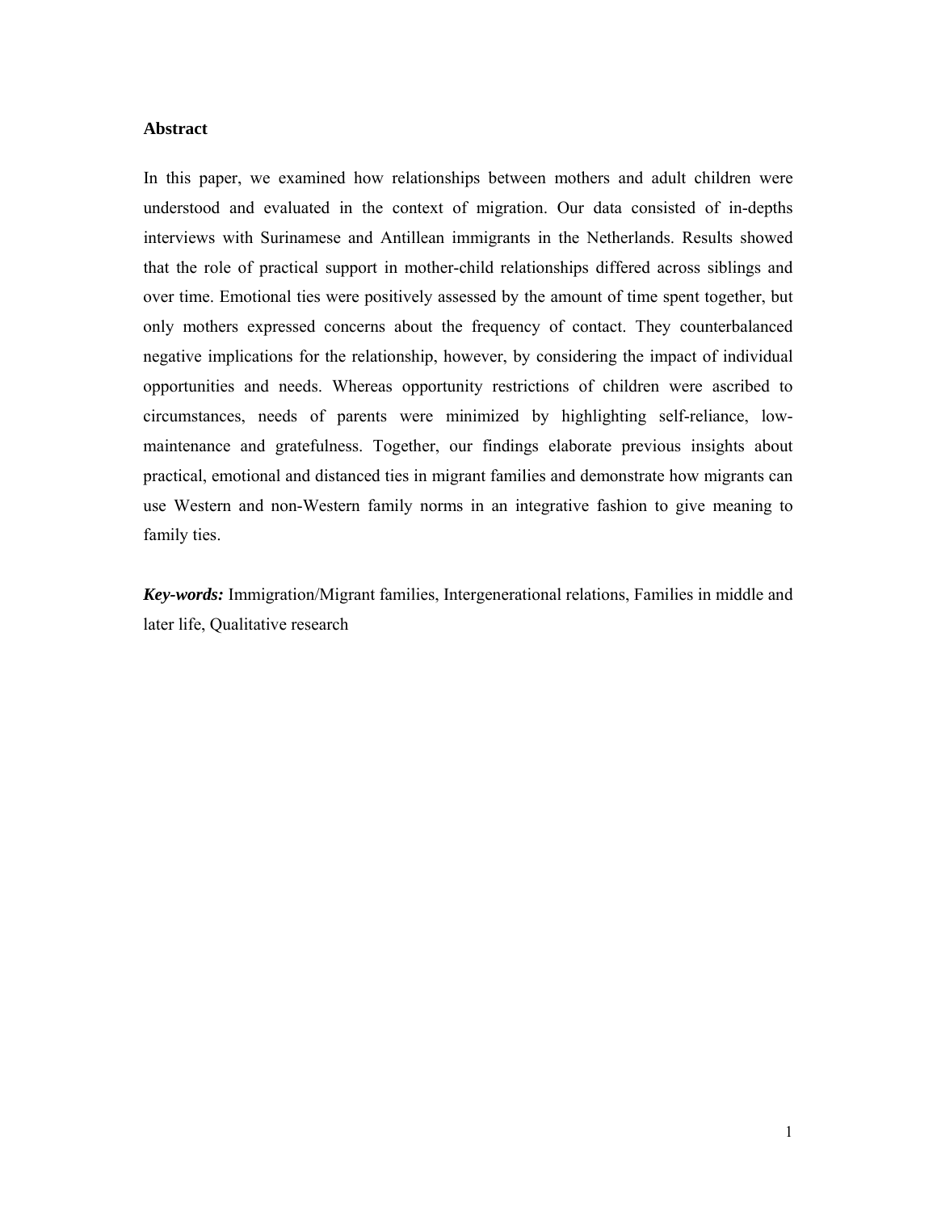## Abstract

In this paper, we examined how relationships between mothers and adult children were understood and evaluated in the context of migration. Our data consisted of in-depths interviews with Surinamese and Antillean immigrants in the Netherlands. Results showed that the role of practical support in mother-child relationships differed across siblings and over time. Emotional ties were positively assessed by the amount of time spent together, but only mothers expressed concerns about the frequency of contact. They counterbalanced negative implications for the relationship, however, by considering the impact of individual opportunities and needs. Whereas opportunity restrictions of children were ascribed to circumstances, needs of parents were minimized by highlighting self-reliance, low-maintenance and gratefulness. Together, our findings elaborate previous insights about practical, emotional and distanced ties in migrant families and demonstrate how migrants can use Western and non-Western family norms in an integrative fashion to give meaning to family ties.

***Key-words:*** Immigration/Migrant families, Intergenerational relations, Families in middle and later life, Qualitative research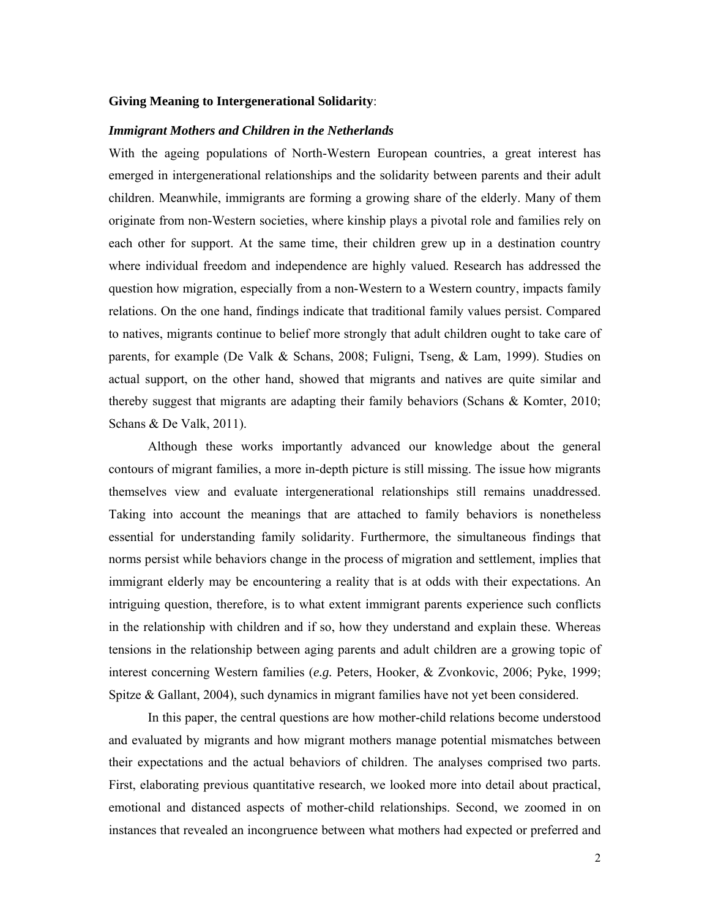**Giving Meaning to Intergenerational Solidarity**:

***Immigrant Mothers and Children in the Netherlands***

With the ageing populations of North-Western European countries, a great interest has emerged in intergenerational relationships and the solidarity between parents and their adult children. Meanwhile, immigrants are forming a growing share of the elderly. Many of them originate from non-Western societies, where kinship plays a pivotal role and families rely on each other for support. At the same time, their children grew up in a destination country where individual freedom and independence are highly valued. Research has addressed the question how migration, especially from a non-Western to a Western country, impacts family relations. On the one hand, findings indicate that traditional family values persist. Compared to natives, migrants continue to belief more strongly that adult children ought to take care of parents, for example (De Valk & Schans, 2008; Fuligni, Tseng, & Lam, 1999). Studies on actual support, on the other hand, showed that migrants and natives are quite similar and thereby suggest that migrants are adapting their family behaviors (Schans & Komter, 2010; Schans & De Valk, 2011).

Although these works importantly advanced our knowledge about the general contours of migrant families, a more in-depth picture is still missing. The issue how migrants themselves view and evaluate intergenerational relationships still remains unaddressed. Taking into account the meanings that are attached to family behaviors is nonetheless essential for understanding family solidarity. Furthermore, the simultaneous findings that norms persist while behaviors change in the process of migration and settlement, implies that immigrant elderly may be encountering a reality that is at odds with their expectations. An intriguing question, therefore, is to what extent immigrant parents experience such conflicts in the relationship with children and if so, how they understand and explain these. Whereas tensions in the relationship between aging parents and adult children are a growing topic of interest concerning Western families (*e.g.* Peters, Hooker, & Zvonkovic, 2006; Pyke, 1999; Spitze & Gallant, 2004), such dynamics in migrant families have not yet been considered.

In this paper, the central questions are how mother-child relations become understood and evaluated by migrants and how migrant mothers manage potential mismatches between their expectations and the actual behaviors of children. The analyses comprised two parts. First, elaborating previous quantitative research, we looked more into detail about practical, emotional and distanced aspects of mother-child relationships. Second, we zoomed in on instances that revealed an incongruence between what mothers had expected or preferred and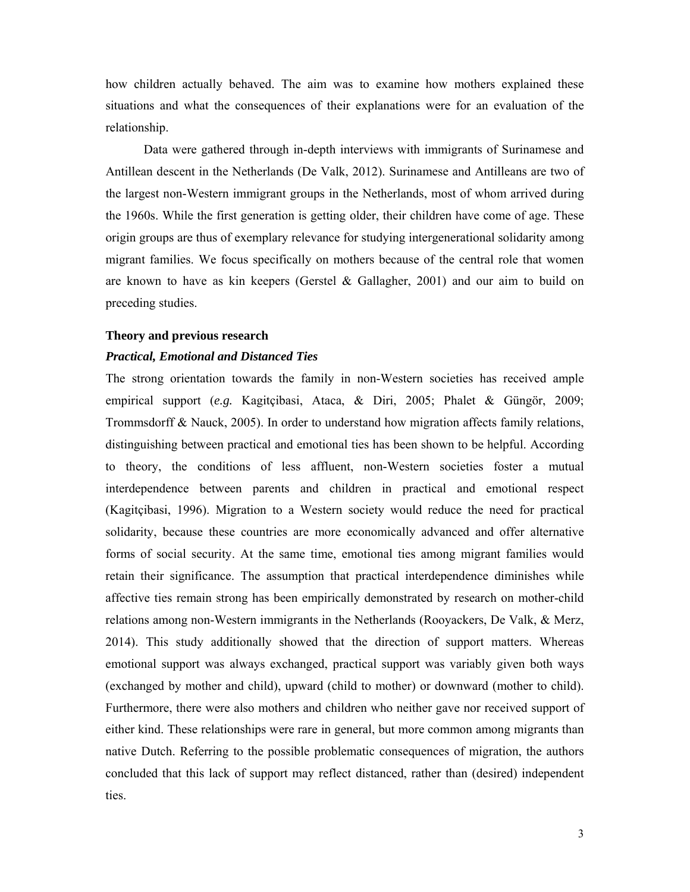how children actually behaved. The aim was to examine how mothers explained these situations and what the consequences of their explanations were for an evaluation of the relationship.

Data were gathered through in-depth interviews with immigrants of Surinamese and Antillean descent in the Netherlands (De Valk, 2012). Surinamese and Antilleans are two of the largest non-Western immigrant groups in the Netherlands, most of whom arrived during the 1960s. While the first generation is getting older, their children have come of age. These origin groups are thus of exemplary relevance for studying intergenerational solidarity among migrant families. We focus specifically on mothers because of the central role that women are known to have as kin keepers (Gerstel & Gallagher, 2001) and our aim to build on preceding studies.

## Theory and previous research

### *Practical, Emotional and Distanced Ties*

The strong orientation towards the family in non-Western societies has received ample empirical support (*e.g.* Kagitçibasi, Ataca, & Diri, 2005; Phalet & Güngör, 2009; Trommsdorff & Nauck, 2005). In order to understand how migration affects family relations, distinguishing between practical and emotional ties has been shown to be helpful. According to theory, the conditions of less affluent, non-Western societies foster a mutual interdependence between parents and children in practical and emotional respect (Kagitçibasi, 1996). Migration to a Western society would reduce the need for practical solidarity, because these countries are more economically advanced and offer alternative forms of social security. At the same time, emotional ties among migrant families would retain their significance. The assumption that practical interdependence diminishes while affective ties remain strong has been empirically demonstrated by research on mother-child relations among non-Western immigrants in the Netherlands (Rooyackers, De Valk, & Merz, 2014). This study additionally showed that the direction of support matters. Whereas emotional support was always exchanged, practical support was variably given both ways (exchanged by mother and child), upward (child to mother) or downward (mother to child). Furthermore, there were also mothers and children who neither gave nor received support of either kind. These relationships were rare in general, but more common among migrants than native Dutch. Referring to the possible problematic consequences of migration, the authors concluded that this lack of support may reflect distanced, rather than (desired) independent ties.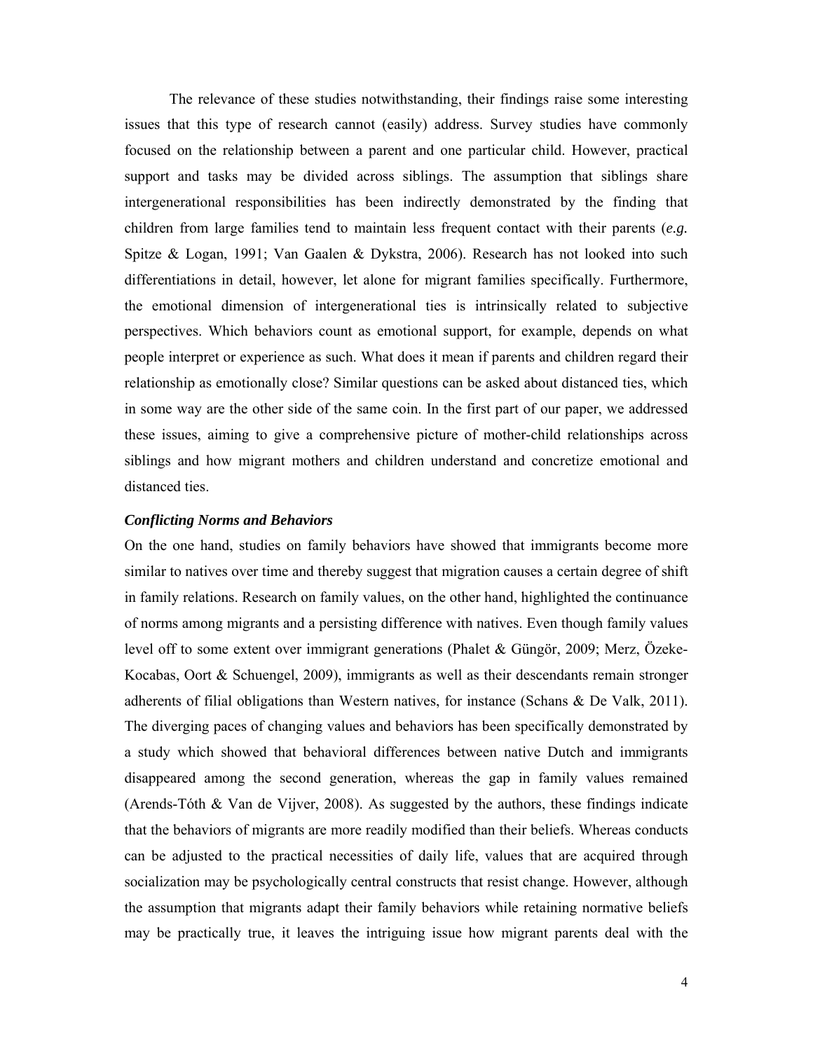The relevance of these studies notwithstanding, their findings raise some interesting issues that this type of research cannot (easily) address. Survey studies have commonly focused on the relationship between a parent and one particular child. However, practical support and tasks may be divided across siblings. The assumption that siblings share intergenerational responsibilities has been indirectly demonstrated by the finding that children from large families tend to maintain less frequent contact with their parents (*e.g.* Spitze & Logan, 1991; Van Gaalen & Dykstra, 2006). Research has not looked into such differentiations in detail, however, let alone for migrant families specifically. Furthermore, the emotional dimension of intergenerational ties is intrinsically related to subjective perspectives. Which behaviors count as emotional support, for example, depends on what people interpret or experience as such. What does it mean if parents and children regard their relationship as emotionally close? Similar questions can be asked about distanced ties, which in some way are the other side of the same coin. In the first part of our paper, we addressed these issues, aiming to give a comprehensive picture of mother-child relationships across siblings and how migrant mothers and children understand and concretize emotional and distanced ties.

### *Conflicting Norms and Behaviors*

On the one hand, studies on family behaviors have showed that immigrants become more similar to natives over time and thereby suggest that migration causes a certain degree of shift in family relations. Research on family values, on the other hand, highlighted the continuance of norms among migrants and a persisting difference with natives. Even though family values level off to some extent over immigrant generations (Phalet & Güngör, 2009; Merz, Özeke-Kocabas, Oort & Schuengel, 2009), immigrants as well as their descendants remain stronger adherents of filial obligations than Western natives, for instance (Schans & De Valk, 2011). The diverging paces of changing values and behaviors has been specifically demonstrated by a study which showed that behavioral differences between native Dutch and immigrants disappeared among the second generation, whereas the gap in family values remained (Arends-Tóth & Van de Vijver, 2008). As suggested by the authors, these findings indicate that the behaviors of migrants are more readily modified than their beliefs. Whereas conducts can be adjusted to the practical necessities of daily life, values that are acquired through socialization may be psychologically central constructs that resist change. However, although the assumption that migrants adapt their family behaviors while retaining normative beliefs may be practically true, it leaves the intriguing issue how migrant parents deal with the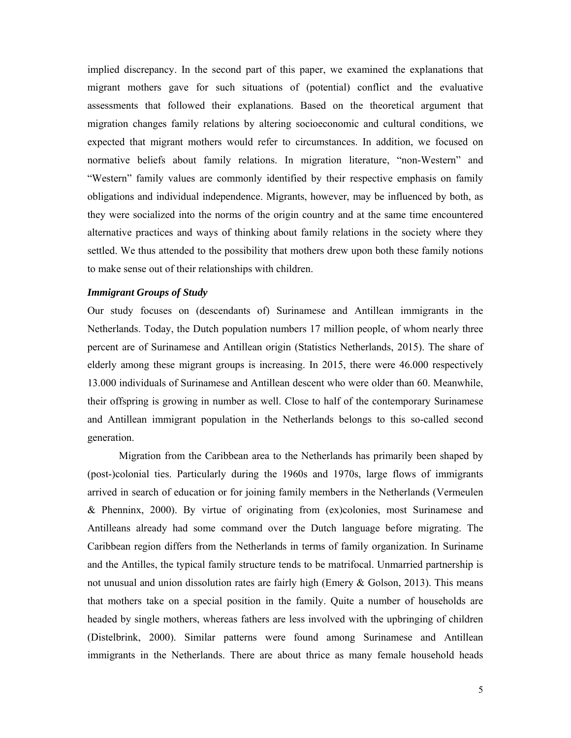implied discrepancy. In the second part of this paper, we examined the explanations that migrant mothers gave for such situations of (potential) conflict and the evaluative assessments that followed their explanations. Based on the theoretical argument that migration changes family relations by altering socioeconomic and cultural conditions, we expected that migrant mothers would refer to circumstances. In addition, we focused on normative beliefs about family relations. In migration literature, "non-Western" and "Western" family values are commonly identified by their respective emphasis on family obligations and individual independence. Migrants, however, may be influenced by both, as they were socialized into the norms of the origin country and at the same time encountered alternative practices and ways of thinking about family relations in the society where they settled. We thus attended to the possibility that mothers drew upon both these family notions to make sense out of their relationships with children.

### *Immigrant Groups of Study*

Our study focuses on (descendants of) Surinamese and Antillean immigrants in the Netherlands. Today, the Dutch population numbers 17 million people, of whom nearly three percent are of Surinamese and Antillean origin (Statistics Netherlands, 2015). The share of elderly among these migrant groups is increasing. In 2015, there were 46.000 respectively 13.000 individuals of Surinamese and Antillean descent who were older than 60. Meanwhile, their offspring is growing in number as well. Close to half of the contemporary Surinamese and Antillean immigrant population in the Netherlands belongs to this so-called second generation.

Migration from the Caribbean area to the Netherlands has primarily been shaped by (post-)colonial ties. Particularly during the 1960s and 1970s, large flows of immigrants arrived in search of education or for joining family members in the Netherlands (Vermeulen & Phenninx, 2000). By virtue of originating from (ex)colonies, most Surinamese and Antilleans already had some command over the Dutch language before migrating. The Caribbean region differs from the Netherlands in terms of family organization. In Suriname and the Antilles, the typical family structure tends to be matrifocal. Unmarried partnership is not unusual and union dissolution rates are fairly high (Emery & Golson, 2013). This means that mothers take on a special position in the family. Quite a number of households are headed by single mothers, whereas fathers are less involved with the upbringing of children (Distelbrink, 2000). Similar patterns were found among Surinamese and Antillean immigrants in the Netherlands. There are about thrice as many female household heads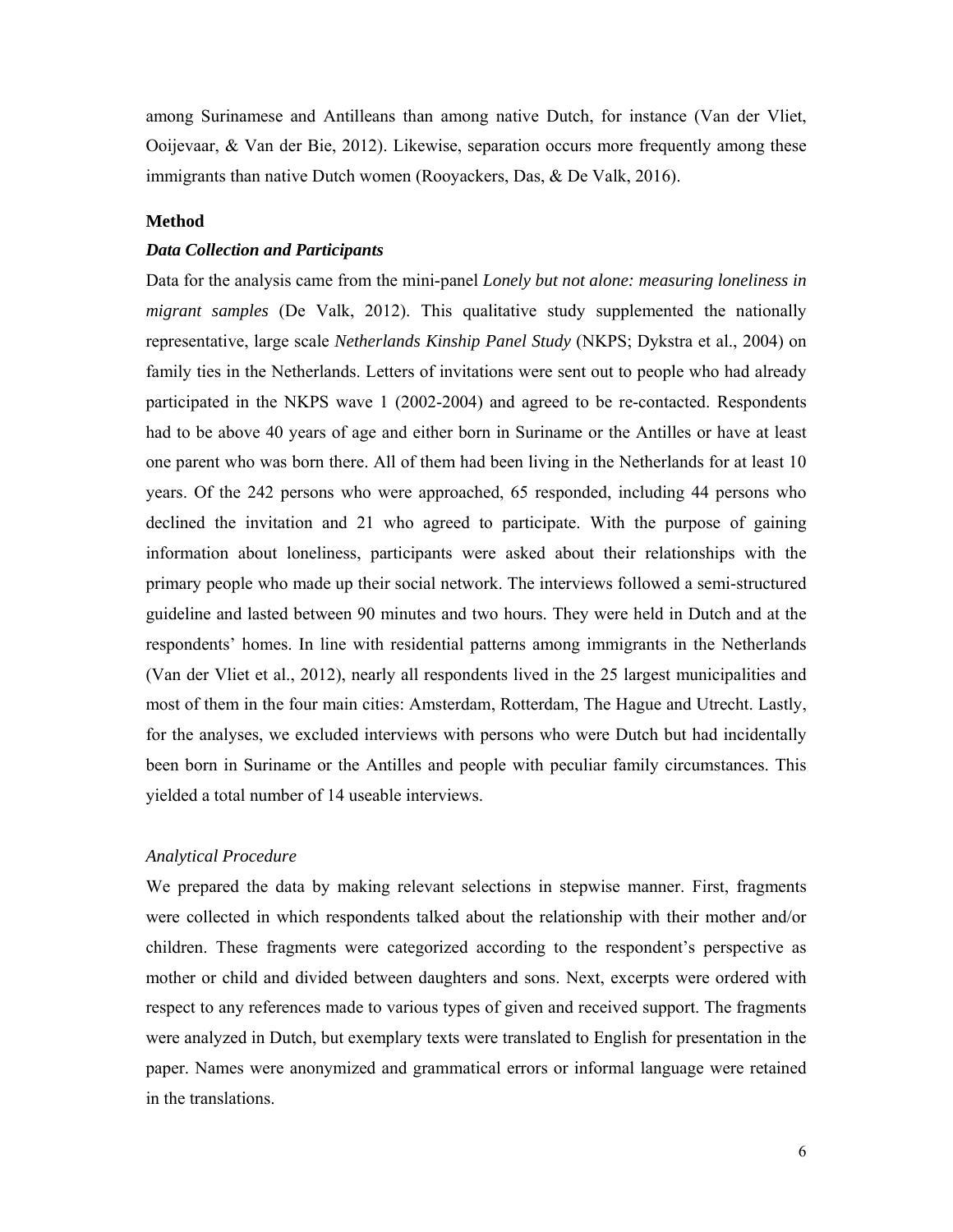among Surinamese and Antilleans than among native Dutch, for instance (Van der Vliet, Ooijevaar, & Van der Bie, 2012). Likewise, separation occurs more frequently among these immigrants than native Dutch women (Rooyackers, Das, & De Valk, 2016).

## Method

### *Data Collection and Participants*

Data for the analysis came from the mini-panel *Lonely but not alone: measuring loneliness in migrant samples* (De Valk, 2012). This qualitative study supplemented the nationally representative, large scale *Netherlands Kinship Panel Study* (NKPS; Dykstra et al., 2004) on family ties in the Netherlands. Letters of invitations were sent out to people who had already participated in the NKPS wave 1 (2002-2004) and agreed to be re-contacted. Respondents had to be above 40 years of age and either born in Suriname or the Antilles or have at least one parent who was born there. All of them had been living in the Netherlands for at least 10 years. Of the 242 persons who were approached, 65 responded, including 44 persons who declined the invitation and 21 who agreed to participate. With the purpose of gaining information about loneliness, participants were asked about their relationships with the primary people who made up their social network. The interviews followed a semi-structured guideline and lasted between 90 minutes and two hours. They were held in Dutch and at the respondents' homes. In line with residential patterns among immigrants in the Netherlands (Van der Vliet et al., 2012), nearly all respondents lived in the 25 largest municipalities and most of them in the four main cities: Amsterdam, Rotterdam, The Hague and Utrecht. Lastly, for the analyses, we excluded interviews with persons who were Dutch but had incidentally been born in Suriname or the Antilles and people with peculiar family circumstances. This yielded a total number of 14 useable interviews.

### *Analytical Procedure*

We prepared the data by making relevant selections in stepwise manner. First, fragments were collected in which respondents talked about the relationship with their mother and/or children. These fragments were categorized according to the respondent's perspective as mother or child and divided between daughters and sons. Next, excerpts were ordered with respect to any references made to various types of given and received support. The fragments were analyzed in Dutch, but exemplary texts were translated to English for presentation in the paper. Names were anonymized and grammatical errors or informal language were retained in the translations.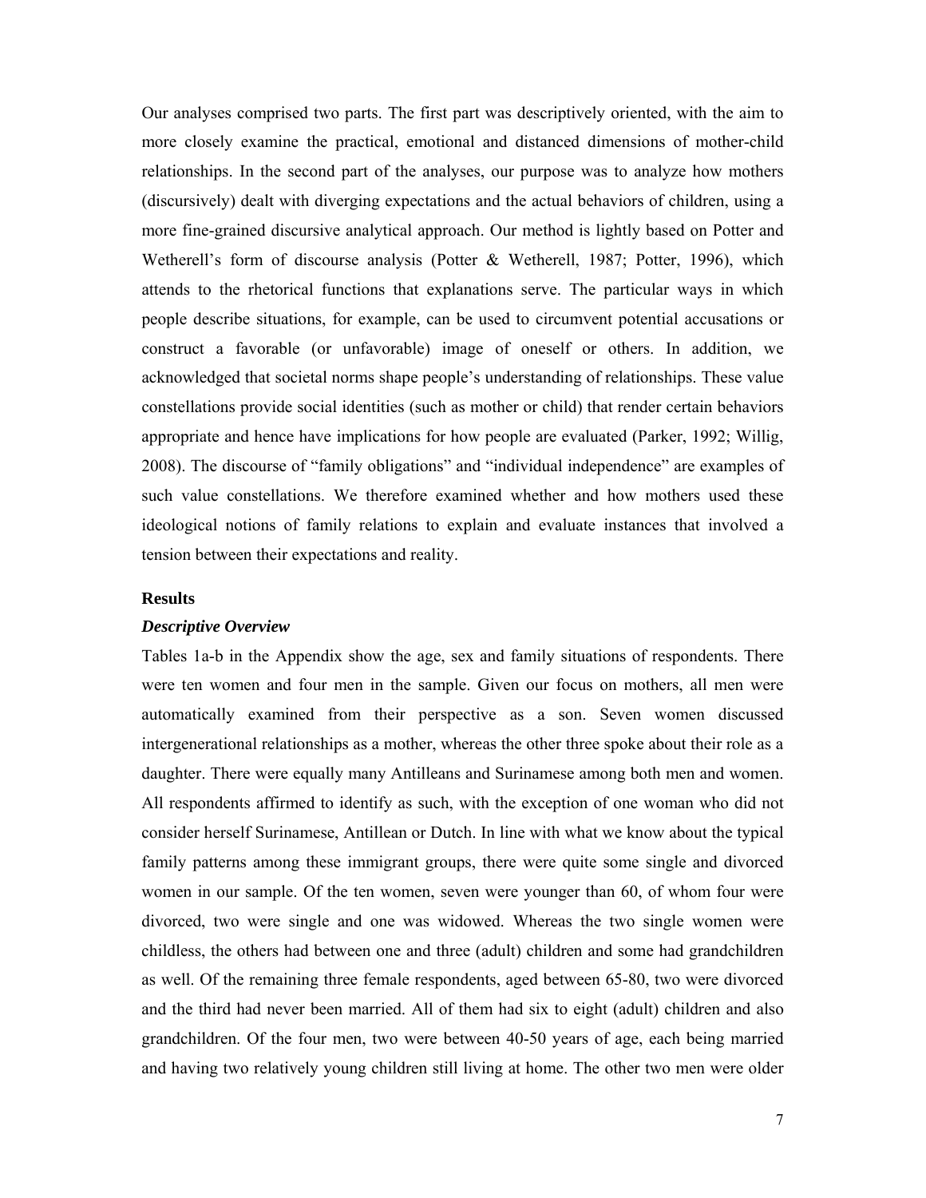Our analyses comprised two parts. The first part was descriptively oriented, with the aim to more closely examine the practical, emotional and distanced dimensions of mother-child relationships. In the second part of the analyses, our purpose was to analyze how mothers (discursively) dealt with diverging expectations and the actual behaviors of children, using a more fine-grained discursive analytical approach. Our method is lightly based on Potter and Wetherell's form of discourse analysis (Potter & Wetherell, 1987; Potter, 1996), which attends to the rhetorical functions that explanations serve. The particular ways in which people describe situations, for example, can be used to circumvent potential accusations or construct a favorable (or unfavorable) image of oneself or others. In addition, we acknowledged that societal norms shape people's understanding of relationships. These value constellations provide social identities (such as mother or child) that render certain behaviors appropriate and hence have implications for how people are evaluated (Parker, 1992; Willig, 2008). The discourse of "family obligations" and "individual independence" are examples of such value constellations. We therefore examined whether and how mothers used these ideological notions of family relations to explain and evaluate instances that involved a tension between their expectations and reality.

## Results

### *Descriptive Overview*

Tables 1a-b in the Appendix show the age, sex and family situations of respondents. There were ten women and four men in the sample. Given our focus on mothers, all men were automatically examined from their perspective as a son. Seven women discussed intergenerational relationships as a mother, whereas the other three spoke about their role as a daughter. There were equally many Antilleans and Surinamese among both men and women. All respondents affirmed to identify as such, with the exception of one woman who did not consider herself Surinamese, Antillean or Dutch. In line with what we know about the typical family patterns among these immigrant groups, there were quite some single and divorced women in our sample. Of the ten women, seven were younger than 60, of whom four were divorced, two were single and one was widowed. Whereas the two single women were childless, the others had between one and three (adult) children and some had grandchildren as well. Of the remaining three female respondents, aged between 65-80, two were divorced and the third had never been married. All of them had six to eight (adult) children and also grandchildren. Of the four men, two were between 40-50 years of age, each being married and having two relatively young children still living at home. The other two men were older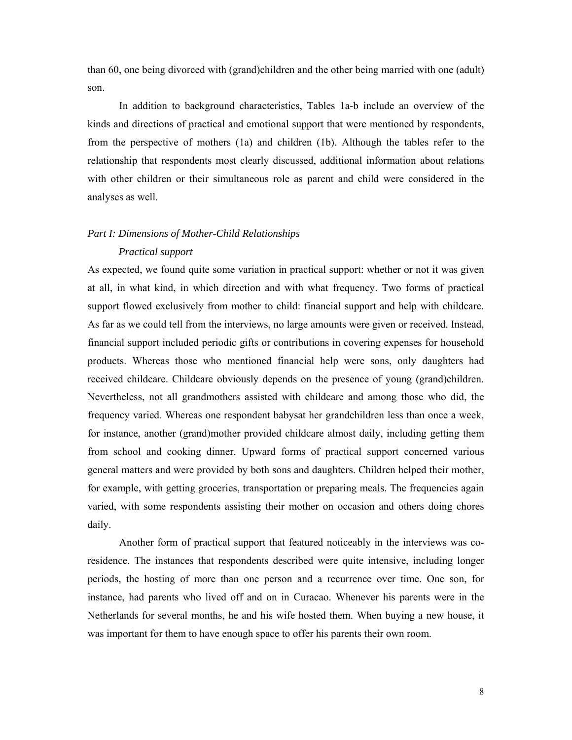than 60, one being divorced with (grand)children and the other being married with one (adult) son.

In addition to background characteristics, Tables 1a-b include an overview of the kinds and directions of practical and emotional support that were mentioned by respondents, from the perspective of mothers (1a) and children (1b). Although the tables refer to the relationship that respondents most clearly discussed, additional information about relations with other children or their simultaneous role as parent and child were considered in the analyses as well.

*Part I: Dimensions of Mother-Child Relationships*

*Practical support*

As expected, we found quite some variation in practical support: whether or not it was given at all, in what kind, in which direction and with what frequency. Two forms of practical support flowed exclusively from mother to child: financial support and help with childcare. As far as we could tell from the interviews, no large amounts were given or received. Instead, financial support included periodic gifts or contributions in covering expenses for household products. Whereas those who mentioned financial help were sons, only daughters had received childcare. Childcare obviously depends on the presence of young (grand)children. Nevertheless, not all grandmothers assisted with childcare and among those who did, the frequency varied. Whereas one respondent babysat her grandchildren less than once a week, for instance, another (grand)mother provided childcare almost daily, including getting them from school and cooking dinner. Upward forms of practical support concerned various general matters and were provided by both sons and daughters. Children helped their mother, for example, with getting groceries, transportation or preparing meals. The frequencies again varied, with some respondents assisting their mother on occasion and others doing chores daily.

Another form of practical support that featured noticeably in the interviews was co-residence. The instances that respondents described were quite intensive, including longer periods, the hosting of more than one person and a recurrence over time. One son, for instance, had parents who lived off and on in Curacao. Whenever his parents were in the Netherlands for several months, he and his wife hosted them. When buying a new house, it was important for them to have enough space to offer his parents their own room.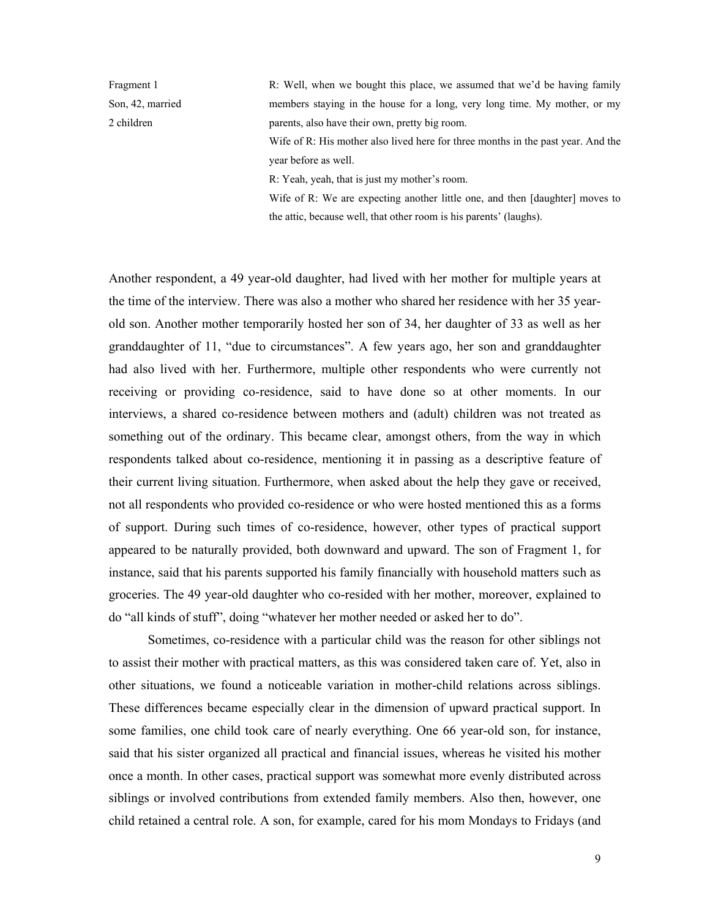| Fragment 1 | R: Well, when we bought this place, we assumed that we'd be having family members staying in the house for a long, very long time. My mother, or my parents, also have their own, pretty big room. |
| --- | --- |
| Son, 42, married | Wife of R: His mother also lived here for three months in the past year. And the year before as well. |
| 2 children | R: Yeah, yeah, that is just my mother's room. |
| | Wife of R: We are expecting another little one, and then [daughter] moves to the attic, because well, that other room is his parents' (laughs). |

Another respondent, a 49 year-old daughter, had lived with her mother for multiple years at the time of the interview. There was also a mother who shared her residence with her 35 year-old son. Another mother temporarily hosted her son of 34, her daughter of 33 as well as her granddaughter of 11, "due to circumstances". A few years ago, her son and granddaughter had also lived with her. Furthermore, multiple other respondents who were currently not receiving or providing co-residence, said to have done so at other moments. In our interviews, a shared co-residence between mothers and (adult) children was not treated as something out of the ordinary. This became clear, amongst others, from the way in which respondents talked about co-residence, mentioning it in passing as a descriptive feature of their current living situation. Furthermore, when asked about the help they gave or received, not all respondents who provided co-residence or who were hosted mentioned this as a forms of support. During such times of co-residence, however, other types of practical support appeared to be naturally provided, both downward and upward. The son of Fragment 1, for instance, said that his parents supported his family financially with household matters such as groceries. The 49 year-old daughter who co-resided with her mother, moreover, explained to do "all kinds of stuff", doing "whatever her mother needed or asked her to do".

Sometimes, co-residence with a particular child was the reason for other siblings not to assist their mother with practical matters, as this was considered taken care of. Yet, also in other situations, we found a noticeable variation in mother-child relations across siblings. These differences became especially clear in the dimension of upward practical support. In some families, one child took care of nearly everything. One 66 year-old son, for instance, said that his sister organized all practical and financial issues, whereas he visited his mother once a month. In other cases, practical support was somewhat more evenly distributed across siblings or involved contributions from extended family members. Also then, however, one child retained a central role. A son, for example, cared for his mom Mondays to Fridays (and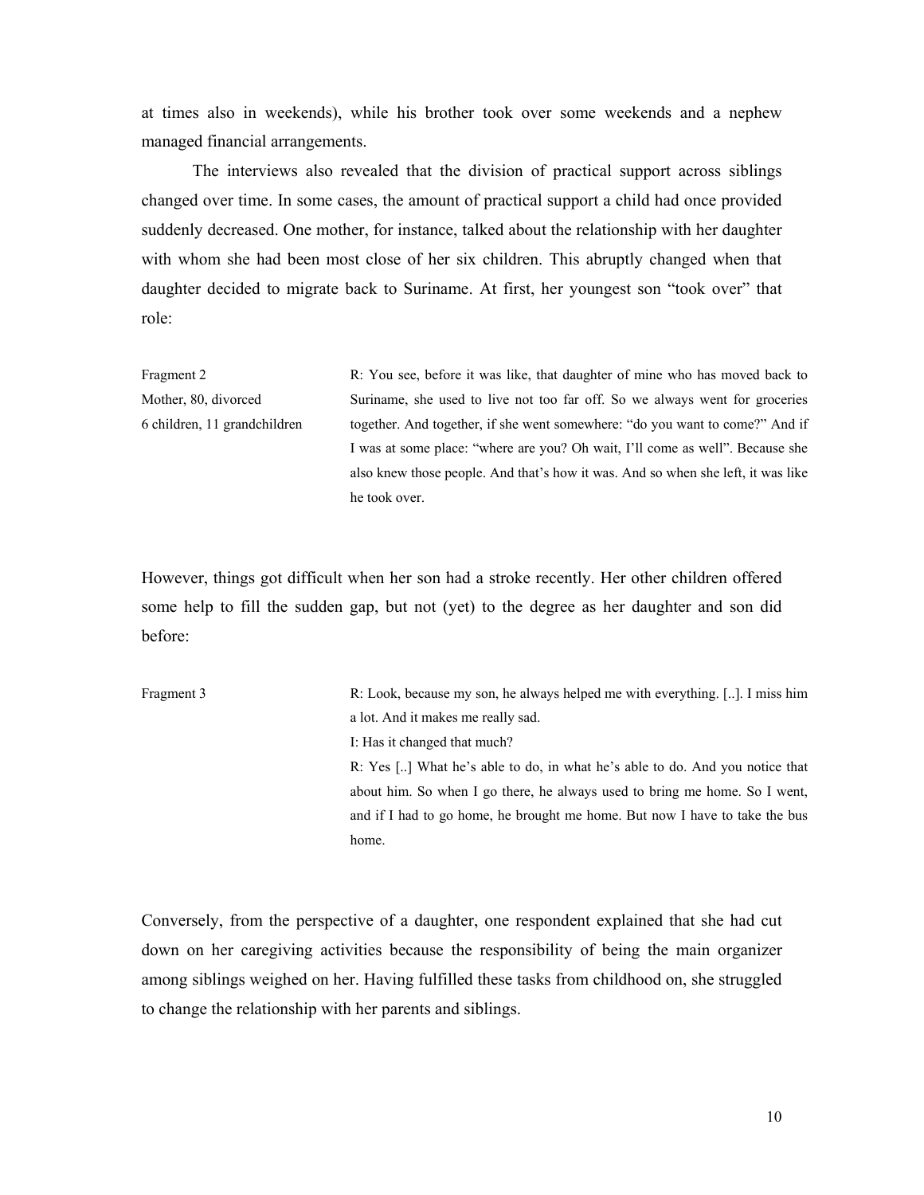at times also in weekends), while his brother took over some weekends and a nephew managed financial arrangements.

The interviews also revealed that the division of practical support across siblings changed over time. In some cases, the amount of practical support a child had once provided suddenly decreased. One mother, for instance, talked about the relationship with her daughter with whom she had been most close of her six children. This abruptly changed when that daughter decided to migrate back to Suriname. At first, her youngest son "took over" that role:

| | |
|---|---|
| Fragment 2<br>Mother, 80, divorced<br>6 children, 11 grandchildren | R: You see, before it was like, that daughter of mine who has moved back to Suriname, she used to live not too far off. So we always went for groceries together. And together, if she went somewhere: "do you want to come?" And if I was at some place: "where are you? Oh wait, I'll come as well". Because she also knew those people. And that's how it was. And so when she left, it was like he took over. |

However, things got difficult when her son had a stroke recently. Her other children offered some help to fill the sudden gap, but not (yet) to the degree as her daughter and son did before:

| | |
|---|---|
| Fragment 3 | R: Look, because my son, he always helped me with everything. [..]. I miss him a lot. And it makes me really sad.<br>I: Has it changed that much?<br>R: Yes [..] What he's able to do, in what he's able to do. And you notice that about him. So when I go there, he always used to bring me home. So I went, and if I had to go home, he brought me home. But now I have to take the bus home. |

Conversely, from the perspective of a daughter, one respondent explained that she had cut down on her caregiving activities because the responsibility of being the main organizer among siblings weighed on her. Having fulfilled these tasks from childhood on, she struggled to change the relationship with her parents and siblings.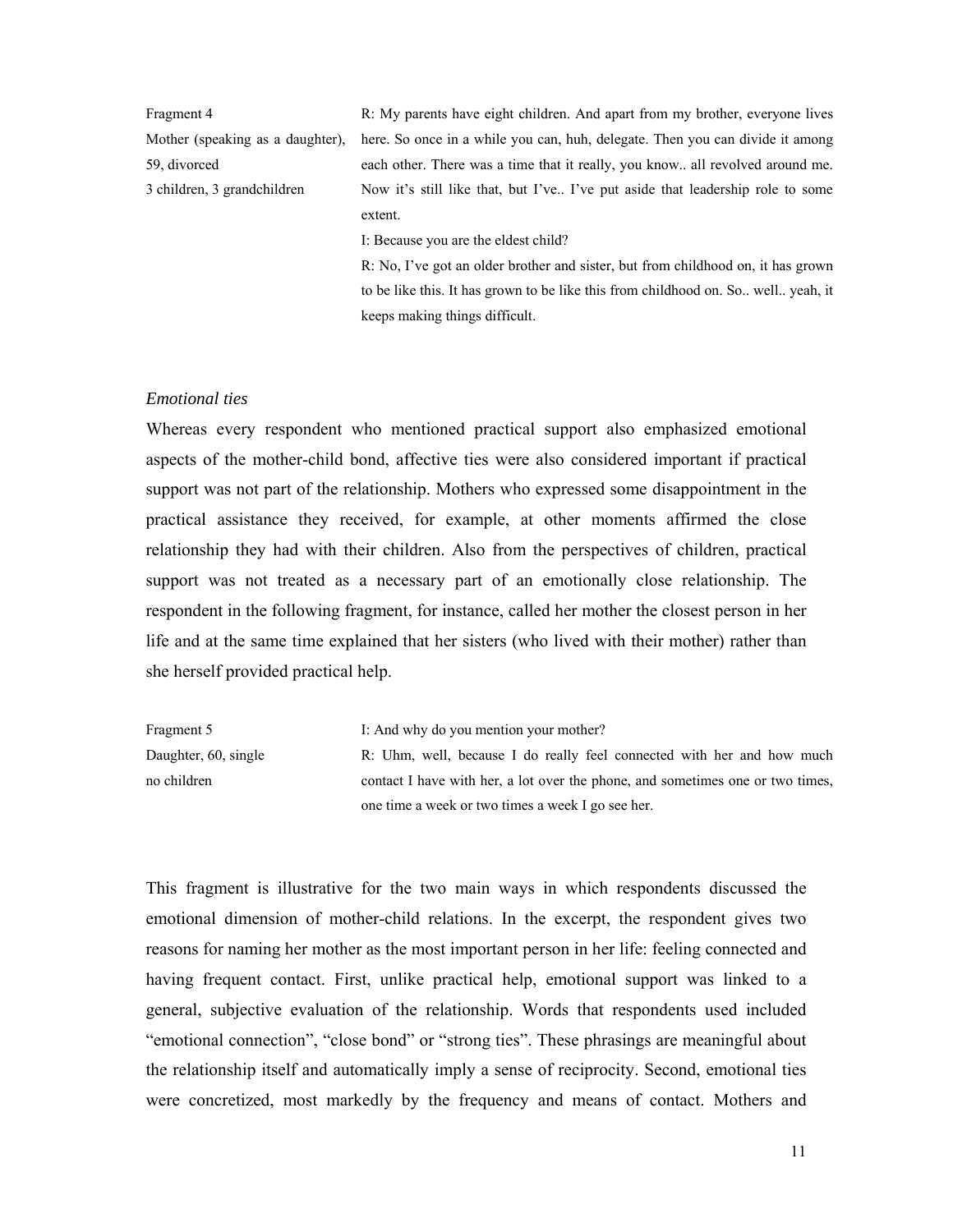| | |
|---|---|
| Fragment 4<br>Mother (speaking as a daughter), 59, divorced<br>3 children, 3 grandchildren | R: My parents have eight children. And apart from my brother, everyone lives here. So once in a while you can, huh, delegate. Then you can divide it among each other. There was a time that it really, you know.. all revolved around me. Now it's still like that, but I've.. I've put aside that leadership role to some extent.<br>I: Because you are the eldest child?<br>R: No, I've got an older brother and sister, but from childhood on, it has grown to be like this. It has grown to be like this from childhood on. So.. well.. yeah, it keeps making things difficult. |

### *Emotional ties*

Whereas every respondent who mentioned practical support also emphasized emotional aspects of the mother-child bond, affective ties were also considered important if practical support was not part of the relationship. Mothers who expressed some disappointment in the practical assistance they received, for example, at other moments affirmed the close relationship they had with their children. Also from the perspectives of children, practical support was not treated as a necessary part of an emotionally close relationship. The respondent in the following fragment, for instance, called her mother the closest person in her life and at the same time explained that her sisters (who lived with their mother) rather than she herself provided practical help.

| | |
|---|---|
| Fragment 5<br>Daughter, 60, single<br>no children | I: And why do you mention your mother?<br>R: Uhm, well, because I do really feel connected with her and how much contact I have with her, a lot over the phone, and sometimes one or two times, one time a week or two times a week I go see her. |

This fragment is illustrative for the two main ways in which respondents discussed the emotional dimension of mother-child relations. In the excerpt, the respondent gives two reasons for naming her mother as the most important person in her life: feeling connected and having frequent contact. First, unlike practical help, emotional support was linked to a general, subjective evaluation of the relationship. Words that respondents used included "emotional connection", "close bond" or "strong ties". These phrasings are meaningful about the relationship itself and automatically imply a sense of reciprocity. Second, emotional ties were concretized, most markedly by the frequency and means of contact. Mothers and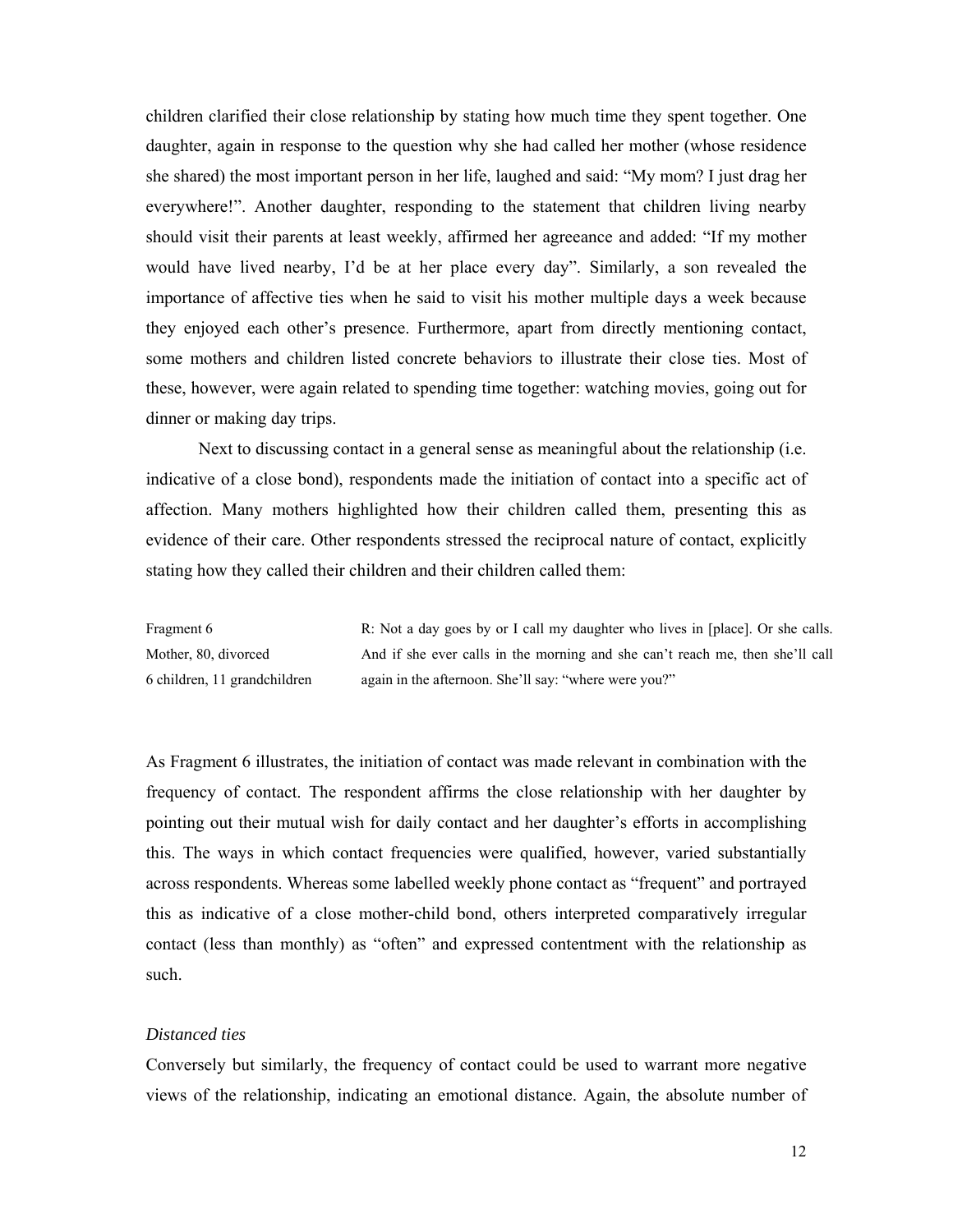children clarified their close relationship by stating how much time they spent together. One daughter, again in response to the question why she had called her mother (whose residence she shared) the most important person in her life, laughed and said: “My mom? I just drag her everywhere!”. Another daughter, responding to the statement that children living nearby should visit their parents at least weekly, affirmed her agreeance and added: “If my mother would have lived nearby, I’d be at her place every day”. Similarly, a son revealed the importance of affective ties when he said to visit his mother multiple days a week because they enjoyed each other’s presence. Furthermore, apart from directly mentioning contact, some mothers and children listed concrete behaviors to illustrate their close ties. Most of these, however, were again related to spending time together: watching movies, going out for dinner or making day trips.

Next to discussing contact in a general sense as meaningful about the relationship (i.e. indicative of a close bond), respondents made the initiation of contact into a specific act of affection. Many mothers highlighted how their children called them, presenting this as evidence of their care. Other respondents stressed the reciprocal nature of contact, explicitly stating how they called their children and their children called them:

| | |
|---|---|
| Fragment 6<br>Mother, 80, divorced<br>6 children, 11 grandchildren | R: Not a day goes by or I call my daughter who lives in [place]. Or she calls. And if she ever calls in the morning and she can’t reach me, then she’ll call again in the afternoon. She’ll say: “where were you?” |

As Fragment 6 illustrates, the initiation of contact was made relevant in combination with the frequency of contact. The respondent affirms the close relationship with her daughter by pointing out their mutual wish for daily contact and her daughter’s efforts in accomplishing this. The ways in which contact frequencies were qualified, however, varied substantially across respondents. Whereas some labelled weekly phone contact as “frequent” and portrayed this as indicative of a close mother-child bond, others interpreted comparatively irregular contact (less than monthly) as “often” and expressed contentment with the relationship as such.

*Distanced ties*

Conversely but similarly, the frequency of contact could be used to warrant more negative views of the relationship, indicating an emotional distance. Again, the absolute number of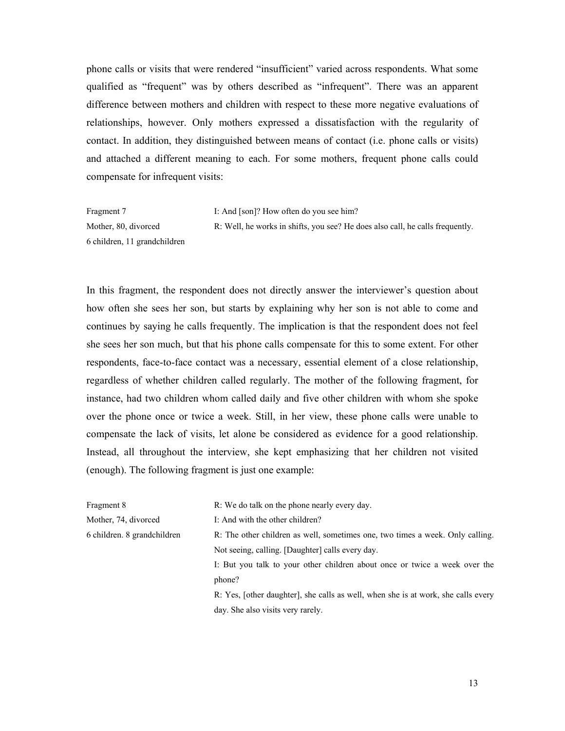phone calls or visits that were rendered "insufficient" varied across respondents. What some qualified as "frequent" was by others described as "infrequent". There was an apparent difference between mothers and children with respect to these more negative evaluations of relationships, however. Only mothers expressed a dissatisfaction with the regularity of contact. In addition, they distinguished between means of contact (i.e. phone calls or visits) and attached a different meaning to each. For some mothers, frequent phone calls could compensate for infrequent visits:

| | |
|---|---|
| Fragment 7 | I: And [son]? How often do you see him? |
| Mother, 80, divorced | R: Well, he works in shifts, you see? He does also call, he calls frequently. |
| 6 children, 11 grandchildren | |

In this fragment, the respondent does not directly answer the interviewer's question about how often she sees her son, but starts by explaining why her son is not able to come and continues by saying he calls frequently. The implication is that the respondent does not feel she sees her son much, but that his phone calls compensate for this to some extent. For other respondents, face-to-face contact was a necessary, essential element of a close relationship, regardless of whether children called regularly. The mother of the following fragment, for instance, had two children whom called daily and five other children with whom she spoke over the phone once or twice a week. Still, in her view, these phone calls were unable to compensate the lack of visits, let alone be considered as evidence for a good relationship. Instead, all throughout the interview, she kept emphasizing that her children not visited (enough). The following fragment is just one example:

| | |
|---|---|
| Fragment 8 | R: We do talk on the phone nearly every day. |
| Mother, 74, divorced | I: And with the other children? |
| 6 children. 8 grandchildren | R: The other children as well, sometimes one, two times a week. Only calling. Not seeing, calling. [Daughter] calls every day. |
| | I: But you talk to your other children about once or twice a week over the phone? |
| | R: Yes, [other daughter], she calls as well, when she is at work, she calls every day. She also visits very rarely. |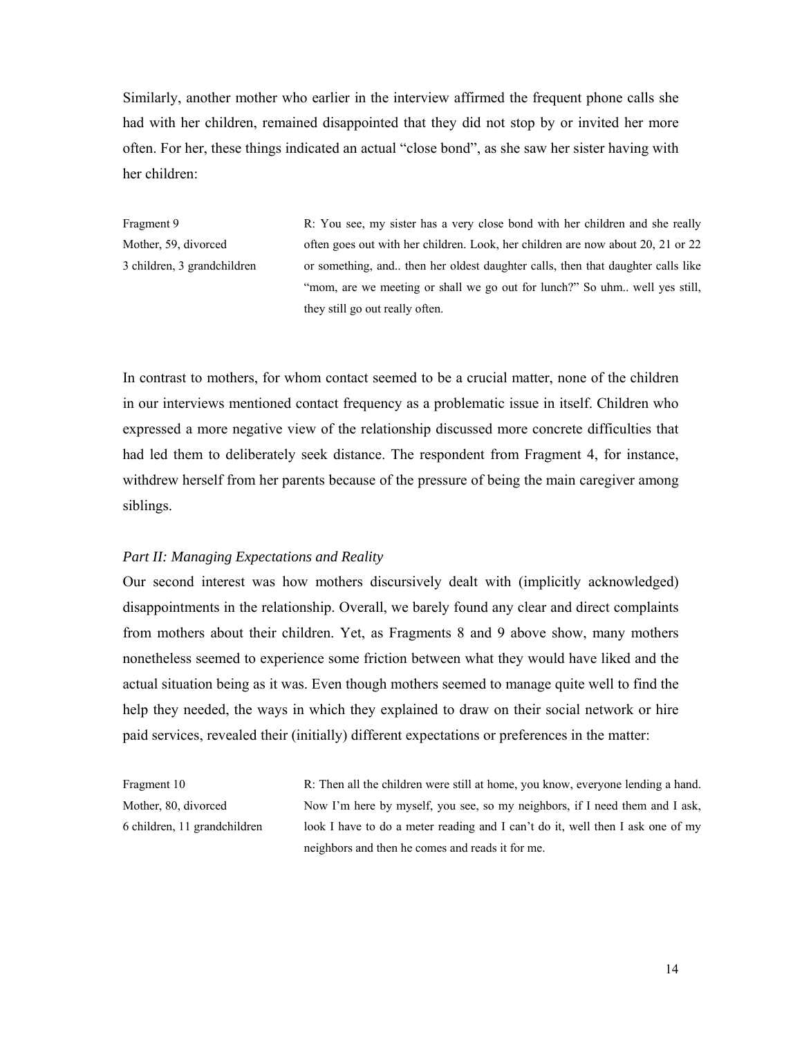Similarly, another mother who earlier in the interview affirmed the frequent phone calls she had with her children, remained disappointed that they did not stop by or invited her more often. For her, these things indicated an actual "close bond", as she saw her sister having with her children:

| | |
|---|---|
| Fragment 9<br>Mother, 59, divorced<br>3 children, 3 grandchildren | R: You see, my sister has a very close bond with her children and she really often goes out with her children. Look, her children are now about 20, 21 or 22 or something, and.. then her oldest daughter calls, then that daughter calls like "mom, are we meeting or shall we go out for lunch?" So uhm.. well yes still, they still go out really often. |

In contrast to mothers, for whom contact seemed to be a crucial matter, none of the children in our interviews mentioned contact frequency as a problematic issue in itself. Children who expressed a more negative view of the relationship discussed more concrete difficulties that had led them to deliberately seek distance. The respondent from Fragment 4, for instance, withdrew herself from her parents because of the pressure of being the main caregiver among siblings.

*Part II: Managing Expectations and Reality*

Our second interest was how mothers discursively dealt with (implicitly acknowledged) disappointments in the relationship. Overall, we barely found any clear and direct complaints from mothers about their children. Yet, as Fragments 8 and 9 above show, many mothers nonetheless seemed to experience some friction between what they would have liked and the actual situation being as it was. Even though mothers seemed to manage quite well to find the help they needed, the ways in which they explained to draw on their social network or hire paid services, revealed their (initially) different expectations or preferences in the matter:

| | |
|---|---|
| Fragment 10<br>Mother, 80, divorced<br>6 children, 11 grandchildren | R: Then all the children were still at home, you know, everyone lending a hand. Now I'm here by myself, you see, so my neighbors, if I need them and I ask, look I have to do a meter reading and I can't do it, well then I ask one of my neighbors and then he comes and reads it for me. |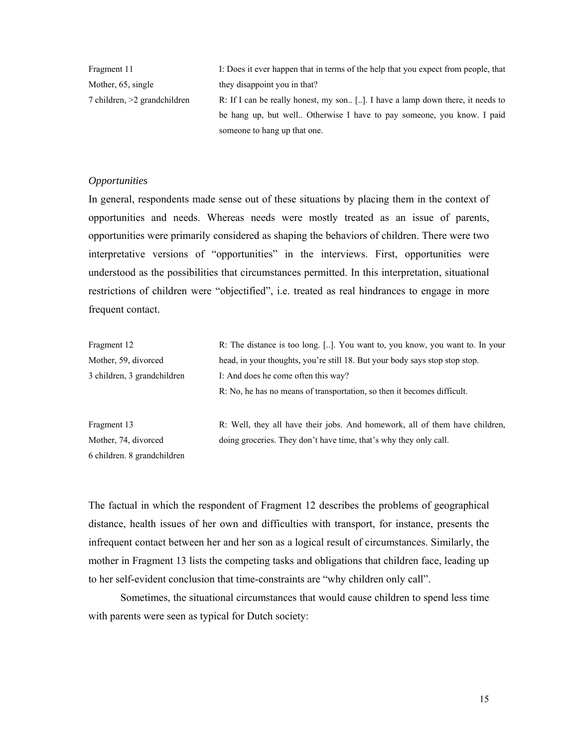| | |
|---|---|
| Fragment 11<br>Mother, 65, single<br>7 children, >2 grandchildren | I: Does it ever happen that in terms of the help that you expect from people, that they disappoint you in that?<br>R: If I can be really honest, my son.. [..]. I have a lamp down there, it needs to be hang up, but well.. Otherwise I have to pay someone, you know. I paid someone to hang up that one. |

*Opportunities*

In general, respondents made sense out of these situations by placing them in the context of opportunities and needs. Whereas needs were mostly treated as an issue of parents, opportunities were primarily considered as shaping the behaviors of children. There were two interpretative versions of "opportunities" in the interviews. First, opportunities were understood as the possibilities that circumstances permitted. In this interpretation, situational restrictions of children were "objectified", i.e. treated as real hindrances to engage in more frequent contact.

| | |
|---|---|
| Fragment 12<br>Mother, 59, divorced<br>3 children, 3 grandchildren | R: The distance is too long. [..]. You want to, you know, you want to. In your head, in your thoughts, you're still 18. But your body says stop stop stop.<br>I: And does he come often this way?<br>R: No, he has no means of transportation, so then it becomes difficult. |
| Fragment 13<br>Mother, 74, divorced<br>6 children. 8 grandchildren | R: Well, they all have their jobs. And homework, all of them have children, doing groceries. They don't have time, that's why they only call. |

The factual in which the respondent of Fragment 12 describes the problems of geographical distance, health issues of her own and difficulties with transport, for instance, presents the infrequent contact between her and her son as a logical result of circumstances. Similarly, the mother in Fragment 13 lists the competing tasks and obligations that children face, leading up to her self-evident conclusion that time-constraints are "why children only call".

Sometimes, the situational circumstances that would cause children to spend less time with parents were seen as typical for Dutch society: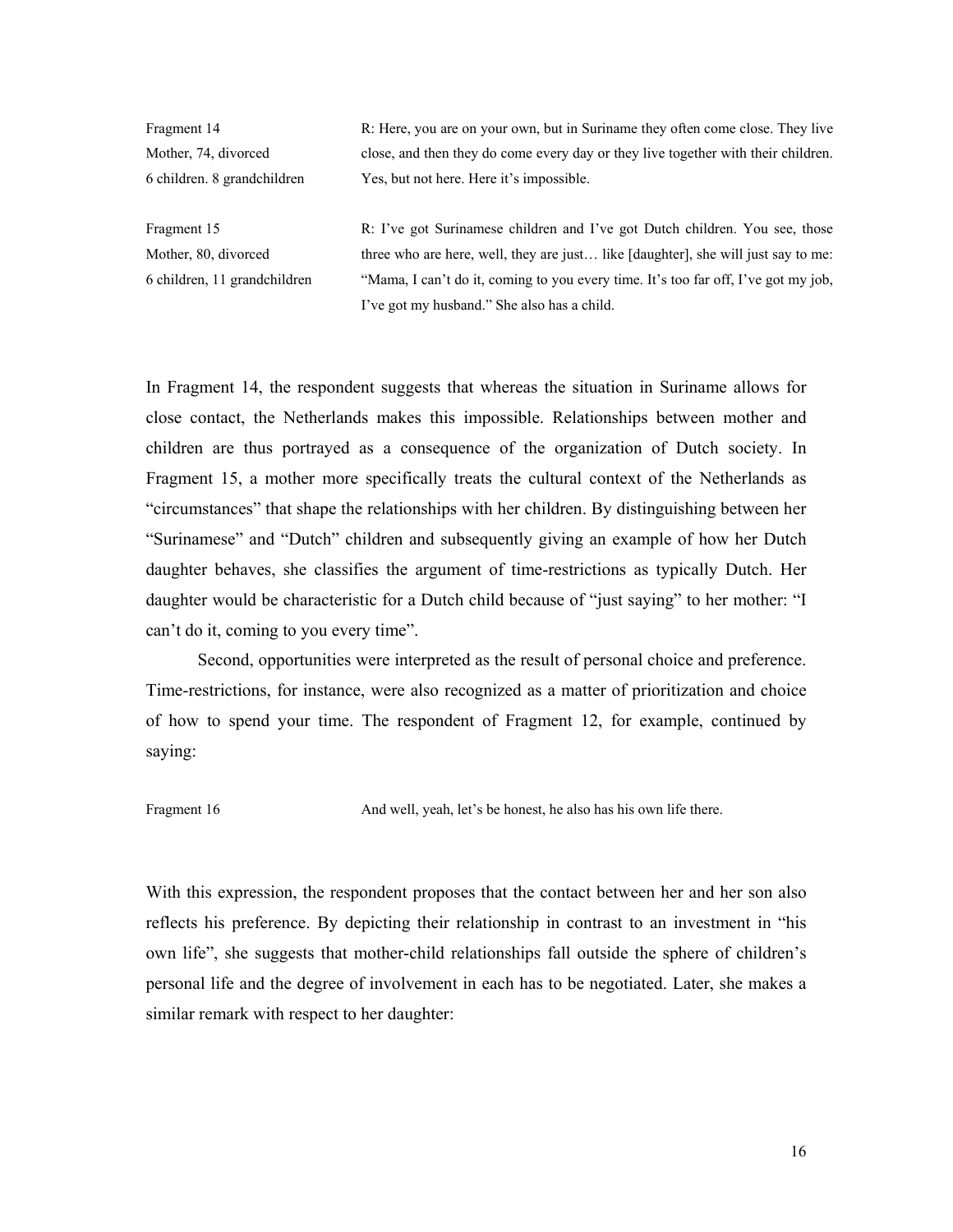| | |
|---|---|
| Fragment 14<br>Mother, 74, divorced<br>6 children. 8 grandchildren | R: Here, you are on your own, but in Suriname they often come close. They live close, and then they do come every day or they live together with their children. Yes, but not here. Here it's impossible. |
| Fragment 15<br>Mother, 80, divorced<br>6 children, 11 grandchildren | R: I've got Surinamese children and I've got Dutch children. You see, those three who are here, well, they are just… like [daughter], she will just say to me: "Mama, I can't do it, coming to you every time. It's too far off, I've got my job, I've got my husband." She also has a child. |

In Fragment 14, the respondent suggests that whereas the situation in Suriname allows for close contact, the Netherlands makes this impossible. Relationships between mother and children are thus portrayed as a consequence of the organization of Dutch society. In Fragment 15, a mother more specifically treats the cultural context of the Netherlands as "circumstances" that shape the relationships with her children. By distinguishing between her "Surinamese" and "Dutch" children and subsequently giving an example of how her Dutch daughter behaves, she classifies the argument of time-restrictions as typically Dutch. Her daughter would be characteristic for a Dutch child because of "just saying" to her mother: "I can't do it, coming to you every time".

Second, opportunities were interpreted as the result of personal choice and preference. Time-restrictions, for instance, were also recognized as a matter of prioritization and choice of how to spend your time. The respondent of Fragment 12, for example, continued by saying:

| | |
|---|---|
| Fragment 16 | And well, yeah, let's be honest, he also has his own life there. |

With this expression, the respondent proposes that the contact between her and her son also reflects his preference. By depicting their relationship in contrast to an investment in "his own life", she suggests that mother-child relationships fall outside the sphere of children's personal life and the degree of involvement in each has to be negotiated. Later, she makes a similar remark with respect to her daughter: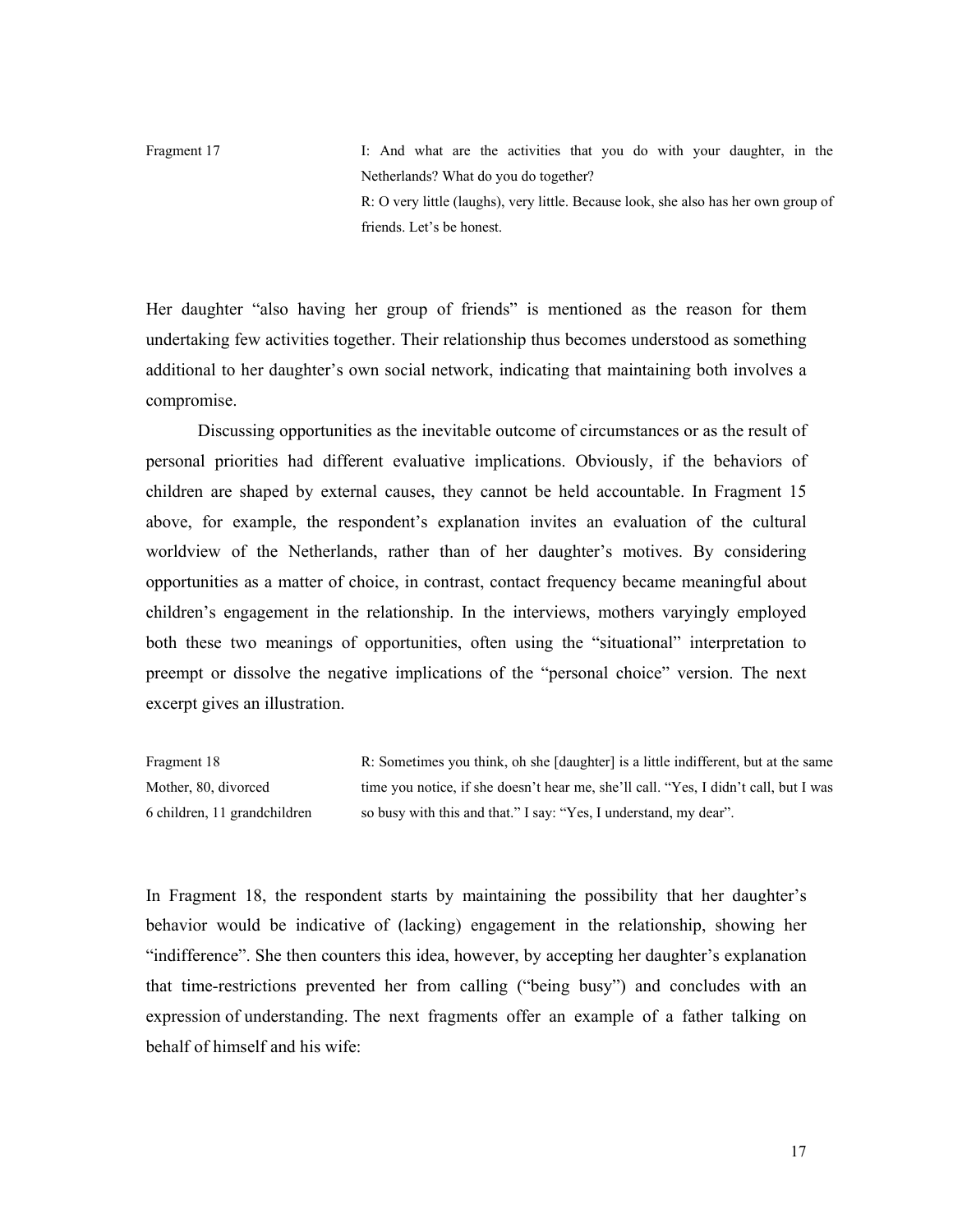| | |
|---|---|
| Fragment 17 | I: And what are the activities that you do with your daughter, in the Netherlands? What do you do together?<br>R: O very little (laughs), very little. Because look, she also has her own group of friends. Let's be honest. |

Her daughter "also having her group of friends" is mentioned as the reason for them undertaking few activities together. Their relationship thus becomes understood as something additional to her daughter's own social network, indicating that maintaining both involves a compromise.

Discussing opportunities as the inevitable outcome of circumstances or as the result of personal priorities had different evaluative implications. Obviously, if the behaviors of children are shaped by external causes, they cannot be held accountable. In Fragment 15 above, for example, the respondent's explanation invites an evaluation of the cultural worldview of the Netherlands, rather than of her daughter's motives. By considering opportunities as a matter of choice, in contrast, contact frequency became meaningful about children's engagement in the relationship. In the interviews, mothers varyingly employed both these two meanings of opportunities, often using the "situational" interpretation to preempt or dissolve the negative implications of the "personal choice" version. The next excerpt gives an illustration.

| | |
|---|---|
| Fragment 18<br>Mother, 80, divorced<br>6 children, 11 grandchildren | R: Sometimes you think, oh she [daughter] is a little indifferent, but at the same time you notice, if she doesn't hear me, she'll call. "Yes, I didn't call, but I was so busy with this and that." I say: "Yes, I understand, my dear". |

In Fragment 18, the respondent starts by maintaining the possibility that her daughter's behavior would be indicative of (lacking) engagement in the relationship, showing her "indifference". She then counters this idea, however, by accepting her daughter's explanation that time-restrictions prevented her from calling ("being busy") and concludes with an expression of understanding. The next fragments offer an example of a father talking on behalf of himself and his wife: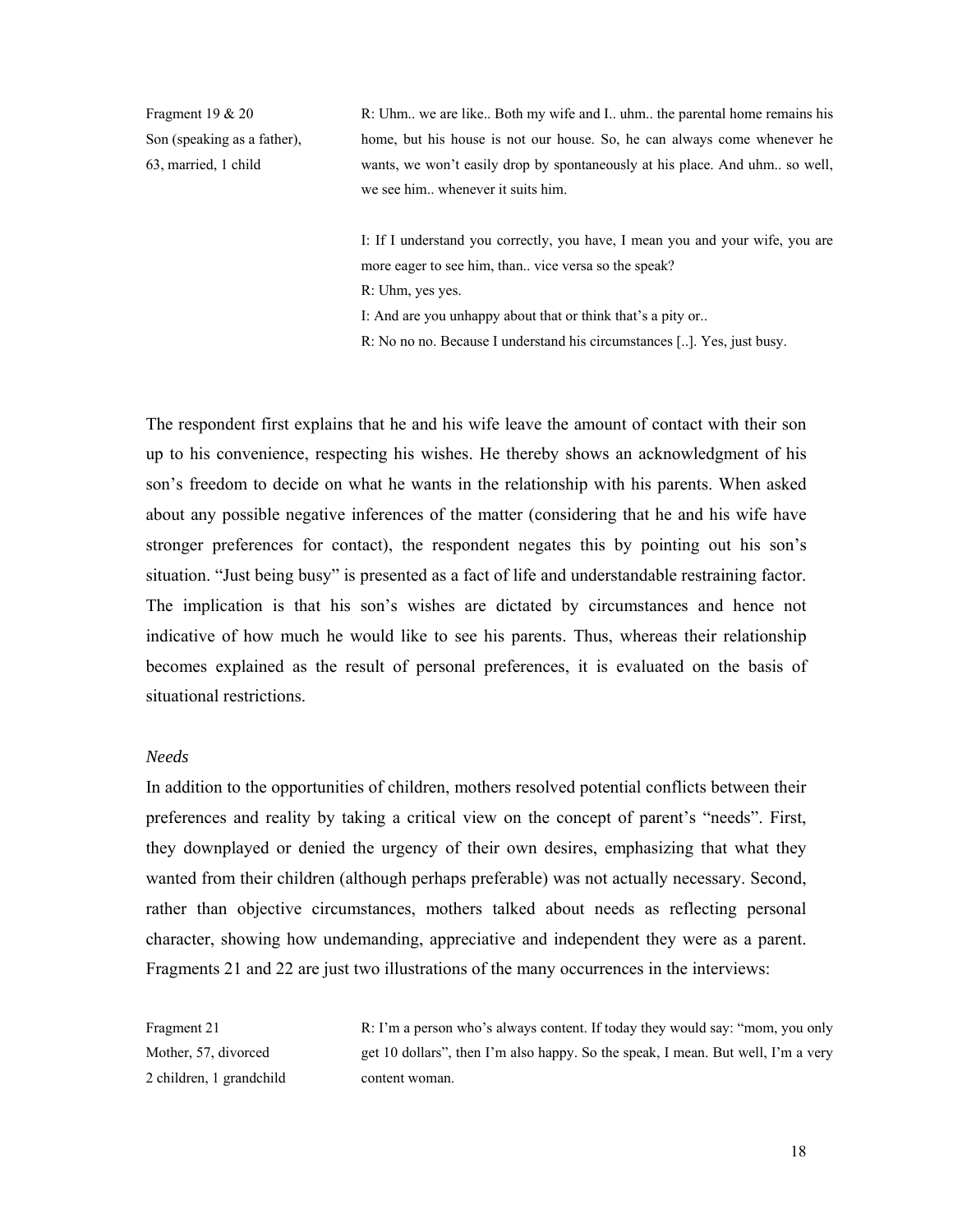Fragment 19 & 20
Son (speaking as a father), 63, married, 1 child

R: Uhm.. we are like.. Both my wife and I.. uhm.. the parental home remains his home, but his house is not our house. So, he can always come whenever he wants, we won't easily drop by spontaneously at his place. And uhm.. so well, we see him.. whenever it suits him.

I: If I understand you correctly, you have, I mean you and your wife, you are more eager to see him, than.. vice versa so the speak?
R: Uhm, yes yes.
I: And are you unhappy about that or think that's a pity or..
R: No no no. Because I understand his circumstances [..]. Yes, just busy.

The respondent first explains that he and his wife leave the amount of contact with their son up to his convenience, respecting his wishes. He thereby shows an acknowledgment of his son's freedom to decide on what he wants in the relationship with his parents. When asked about any possible negative inferences of the matter (considering that he and his wife have stronger preferences for contact), the respondent negates this by pointing out his son's situation. "Just being busy" is presented as a fact of life and understandable restraining factor. The implication is that his son's wishes are dictated by circumstances and hence not indicative of how much he would like to see his parents. Thus, whereas their relationship becomes explained as the result of personal preferences, it is evaluated on the basis of situational restrictions.

*Needs*

In addition to the opportunities of children, mothers resolved potential conflicts between their preferences and reality by taking a critical view on the concept of parent's "needs". First, they downplayed or denied the urgency of their own desires, emphasizing that what they wanted from their children (although perhaps preferable) was not actually necessary. Second, rather than objective circumstances, mothers talked about needs as reflecting personal character, showing how undemanding, appreciative and independent they were as a parent. Fragments 21 and 22 are just two illustrations of the many occurrences in the interviews:

Fragment 21
Mother, 57, divorced
2 children, 1 grandchild

R: I'm a person who's always content. If today they would say: "mom, you only get 10 dollars", then I'm also happy. So the speak, I mean. But well, I'm a very content woman.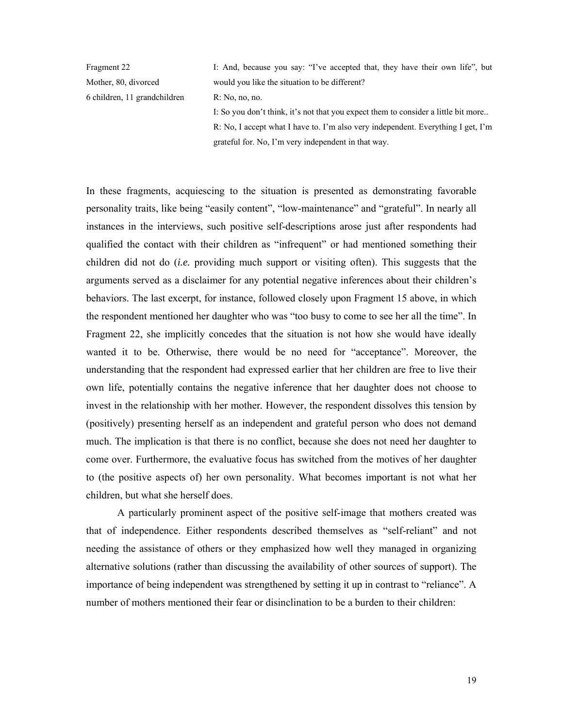Fragment 22
Mother, 80, divorced
6 children, 11 grandchildren

I: And, because you say: "I've accepted that, they have their own life", but would you like the situation to be different?
R: No, no, no.
I: So you don't think, it's not that you expect them to consider a little bit more..
R: No, I accept what I have to. I'm also very independent. Everything I get, I'm grateful for. No, I'm very independent in that way.

In these fragments, acquiescing to the situation is presented as demonstrating favorable personality traits, like being "easily content", "low-maintenance" and "grateful". In nearly all instances in the interviews, such positive self-descriptions arose just after respondents had qualified the contact with their children as "infrequent" or had mentioned something their children did not do (*i.e.* providing much support or visiting often). This suggests that the arguments served as a disclaimer for any potential negative inferences about their children's behaviors. The last excerpt, for instance, followed closely upon Fragment 15 above, in which the respondent mentioned her daughter who was "too busy to come to see her all the time". In Fragment 22, she implicitly concedes that the situation is not how she would have ideally wanted it to be. Otherwise, there would be no need for "acceptance". Moreover, the understanding that the respondent had expressed earlier that her children are free to live their own life, potentially contains the negative inference that her daughter does not choose to invest in the relationship with her mother. However, the respondent dissolves this tension by (positively) presenting herself as an independent and grateful person who does not demand much. The implication is that there is no conflict, because she does not need her daughter to come over. Furthermore, the evaluative focus has switched from the motives of her daughter to (the positive aspects of) her own personality. What becomes important is not what her children, but what she herself does.

A particularly prominent aspect of the positive self-image that mothers created was that of independence. Either respondents described themselves as "self-reliant" and not needing the assistance of others or they emphasized how well they managed in organizing alternative solutions (rather than discussing the availability of other sources of support). The importance of being independent was strengthened by setting it up in contrast to "reliance". A number of mothers mentioned their fear or disinclination to be a burden to their children: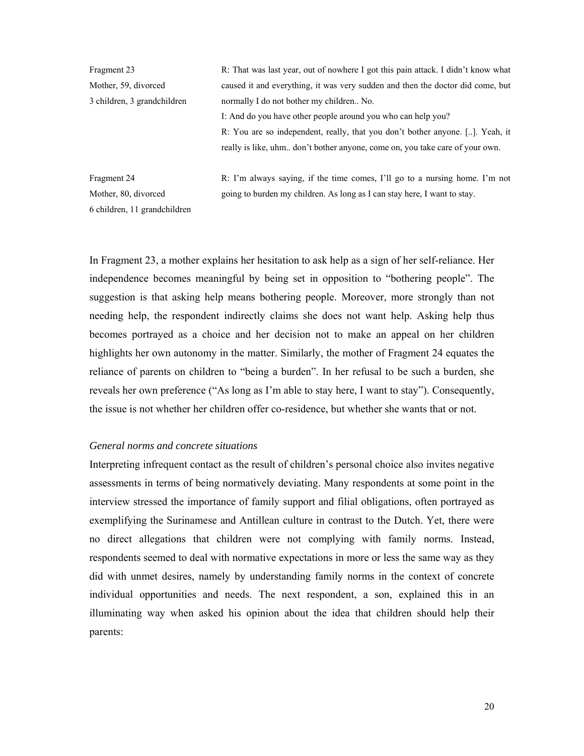| | |
|---|---|
| Fragment 23<br>Mother, 59, divorced<br>3 children, 3 grandchildren | R: That was last year, out of nowhere I got this pain attack. I didn't know what caused it and everything, it was very sudden and then the doctor did come, but normally I do not bother my children.. No.<br>I: And do you have other people around you who can help you?<br>R: You are so independent, really, that you don't bother anyone. [..]. Yeah, it really is like, uhm.. don't bother anyone, come on, you take care of your own. |
| Fragment 24<br>Mother, 80, divorced<br>6 children, 11 grandchildren | R: I'm always saying, if the time comes, I'll go to a nursing home. I'm not going to burden my children. As long as I can stay here, I want to stay. |

In Fragment 23, a mother explains her hesitation to ask help as a sign of her self-reliance. Her independence becomes meaningful by being set in opposition to "bothering people". The suggestion is that asking help means bothering people. Moreover, more strongly than not needing help, the respondent indirectly claims she does not want help. Asking help thus becomes portrayed as a choice and her decision not to make an appeal on her children highlights her own autonomy in the matter. Similarly, the mother of Fragment 24 equates the reliance of parents on children to "being a burden". In her refusal to be such a burden, she reveals her own preference ("As long as I'm able to stay here, I want to stay"). Consequently, the issue is not whether her children offer co-residence, but whether she wants that or not.

*General norms and concrete situations*

Interpreting infrequent contact as the result of children's personal choice also invites negative assessments in terms of being normatively deviating. Many respondents at some point in the interview stressed the importance of family support and filial obligations, often portrayed as exemplifying the Surinamese and Antillean culture in contrast to the Dutch. Yet, there were no direct allegations that children were not complying with family norms. Instead, respondents seemed to deal with normative expectations in more or less the same way as they did with unmet desires, namely by understanding family norms in the context of concrete individual opportunities and needs. The next respondent, a son, explained this in an illuminating way when asked his opinion about the idea that children should help their parents: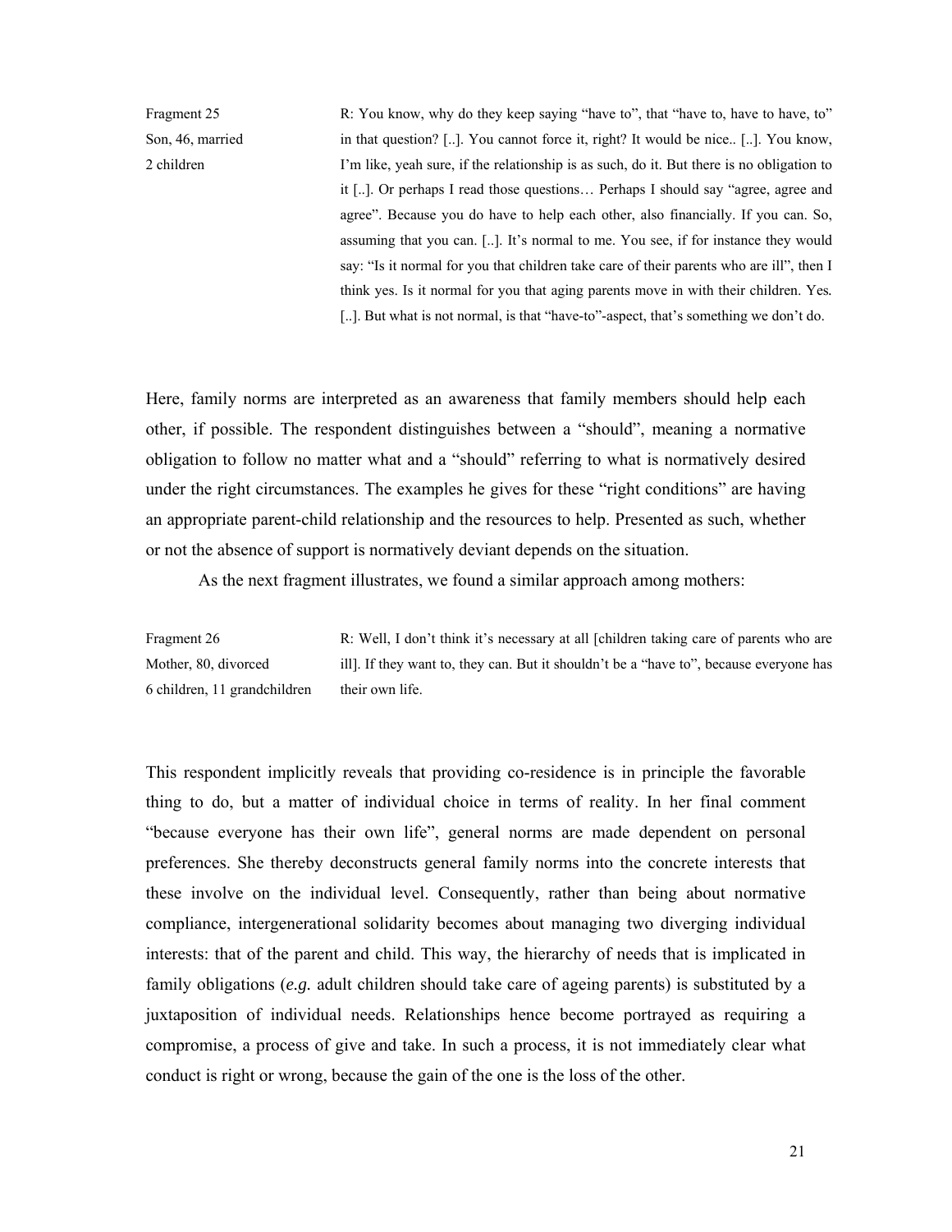| | |
|---|---|
| Fragment 25<br>Son, 46, married<br>2 children | R: You know, why do they keep saying "have to", that "have to, have to have, to" in that question? [..]. You cannot force it, right? It would be nice.. [..]. You know, I'm like, yeah sure, if the relationship is as such, do it. But there is no obligation to it [..]. Or perhaps I read those questions… Perhaps I should say "agree, agree and agree". Because you do have to help each other, also financially. If you can. So, assuming that you can. [..]. It's normal to me. You see, if for instance they would say: "Is it normal for you that children take care of their parents who are ill", then I think yes. Is it normal for you that aging parents move in with their children. Yes. [..]. But what is not normal, is that "have-to"-aspect, that's something we don't do. |

Here, family norms are interpreted as an awareness that family members should help each other, if possible. The respondent distinguishes between a "should", meaning a normative obligation to follow no matter what and a "should" referring to what is normatively desired under the right circumstances. The examples he gives for these "right conditions" are having an appropriate parent-child relationship and the resources to help. Presented as such, whether or not the absence of support is normatively deviant depends on the situation.

As the next fragment illustrates, we found a similar approach among mothers:

| | |
|---|---|
| Fragment 26<br>Mother, 80, divorced<br>6 children, 11 grandchildren | R: Well, I don't think it's necessary at all [children taking care of parents who are ill]. If they want to, they can. But it shouldn't be a "have to", because everyone has their own life. |

This respondent implicitly reveals that providing co-residence is in principle the favorable thing to do, but a matter of individual choice in terms of reality. In her final comment "because everyone has their own life", general norms are made dependent on personal preferences. She thereby deconstructs general family norms into the concrete interests that these involve on the individual level. Consequently, rather than being about normative compliance, intergenerational solidarity becomes about managing two diverging individual interests: that of the parent and child. This way, the hierarchy of needs that is implicated in family obligations (*e.g.* adult children should take care of ageing parents) is substituted by a juxtaposition of individual needs. Relationships hence become portrayed as requiring a compromise, a process of give and take. In such a process, it is not immediately clear what conduct is right or wrong, because the gain of the one is the loss of the other.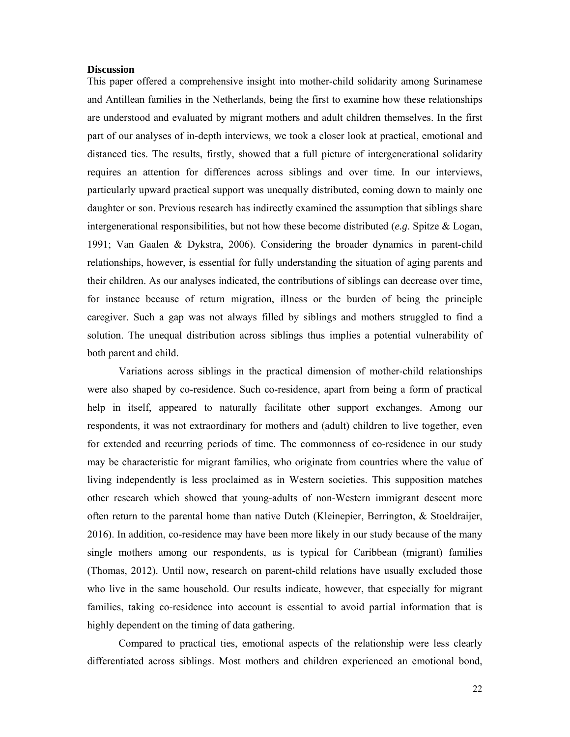**Discussion**

This paper offered a comprehensive insight into mother-child solidarity among Surinamese and Antillean families in the Netherlands, being the first to examine how these relationships are understood and evaluated by migrant mothers and adult children themselves. In the first part of our analyses of in-depth interviews, we took a closer look at practical, emotional and distanced ties. The results, firstly, showed that a full picture of intergenerational solidarity requires an attention for differences across siblings and over time. In our interviews, particularly upward practical support was unequally distributed, coming down to mainly one daughter or son. Previous research has indirectly examined the assumption that siblings share intergenerational responsibilities, but not how these become distributed (*e.g*. Spitze & Logan, 1991; Van Gaalen & Dykstra, 2006). Considering the broader dynamics in parent-child relationships, however, is essential for fully understanding the situation of aging parents and their children. As our analyses indicated, the contributions of siblings can decrease over time, for instance because of return migration, illness or the burden of being the principle caregiver. Such a gap was not always filled by siblings and mothers struggled to find a solution. The unequal distribution across siblings thus implies a potential vulnerability of both parent and child.

Variations across siblings in the practical dimension of mother-child relationships were also shaped by co-residence. Such co-residence, apart from being a form of practical help in itself, appeared to naturally facilitate other support exchanges. Among our respondents, it was not extraordinary for mothers and (adult) children to live together, even for extended and recurring periods of time. The commonness of co-residence in our study may be characteristic for migrant families, who originate from countries where the value of living independently is less proclaimed as in Western societies. This supposition matches other research which showed that young-adults of non-Western immigrant descent more often return to the parental home than native Dutch (Kleinepier, Berrington, & Stoeldraijer, 2016). In addition, co-residence may have been more likely in our study because of the many single mothers among our respondents, as is typical for Caribbean (migrant) families (Thomas, 2012). Until now, research on parent-child relations have usually excluded those who live in the same household. Our results indicate, however, that especially for migrant families, taking co-residence into account is essential to avoid partial information that is highly dependent on the timing of data gathering.

Compared to practical ties, emotional aspects of the relationship were less clearly differentiated across siblings. Most mothers and children experienced an emotional bond,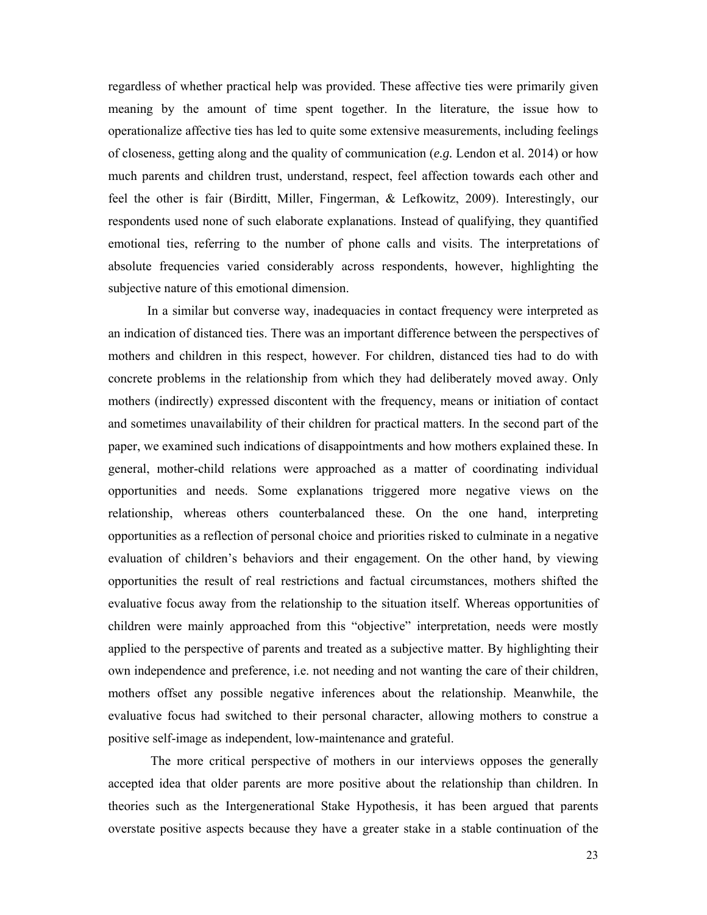regardless of whether practical help was provided. These affective ties were primarily given meaning by the amount of time spent together. In the literature, the issue how to operationalize affective ties has led to quite some extensive measurements, including feelings of closeness, getting along and the quality of communication (*e.g.* Lendon et al. 2014) or how much parents and children trust, understand, respect, feel affection towards each other and feel the other is fair (Birditt, Miller, Fingerman, & Lefkowitz, 2009). Interestingly, our respondents used none of such elaborate explanations. Instead of qualifying, they quantified emotional ties, referring to the number of phone calls and visits. The interpretations of absolute frequencies varied considerably across respondents, however, highlighting the subjective nature of this emotional dimension.

In a similar but converse way, inadequacies in contact frequency were interpreted as an indication of distanced ties. There was an important difference between the perspectives of mothers and children in this respect, however. For children, distanced ties had to do with concrete problems in the relationship from which they had deliberately moved away. Only mothers (indirectly) expressed discontent with the frequency, means or initiation of contact and sometimes unavailability of their children for practical matters. In the second part of the paper, we examined such indications of disappointments and how mothers explained these. In general, mother-child relations were approached as a matter of coordinating individual opportunities and needs. Some explanations triggered more negative views on the relationship, whereas others counterbalanced these. On the one hand, interpreting opportunities as a reflection of personal choice and priorities risked to culminate in a negative evaluation of children's behaviors and their engagement. On the other hand, by viewing opportunities the result of real restrictions and factual circumstances, mothers shifted the evaluative focus away from the relationship to the situation itself. Whereas opportunities of children were mainly approached from this "objective" interpretation, needs were mostly applied to the perspective of parents and treated as a subjective matter. By highlighting their own independence and preference, i.e. not needing and not wanting the care of their children, mothers offset any possible negative inferences about the relationship. Meanwhile, the evaluative focus had switched to their personal character, allowing mothers to construe a positive self-image as independent, low-maintenance and grateful.

The more critical perspective of mothers in our interviews opposes the generally accepted idea that older parents are more positive about the relationship than children. In theories such as the Intergenerational Stake Hypothesis, it has been argued that parents overstate positive aspects because they have a greater stake in a stable continuation of the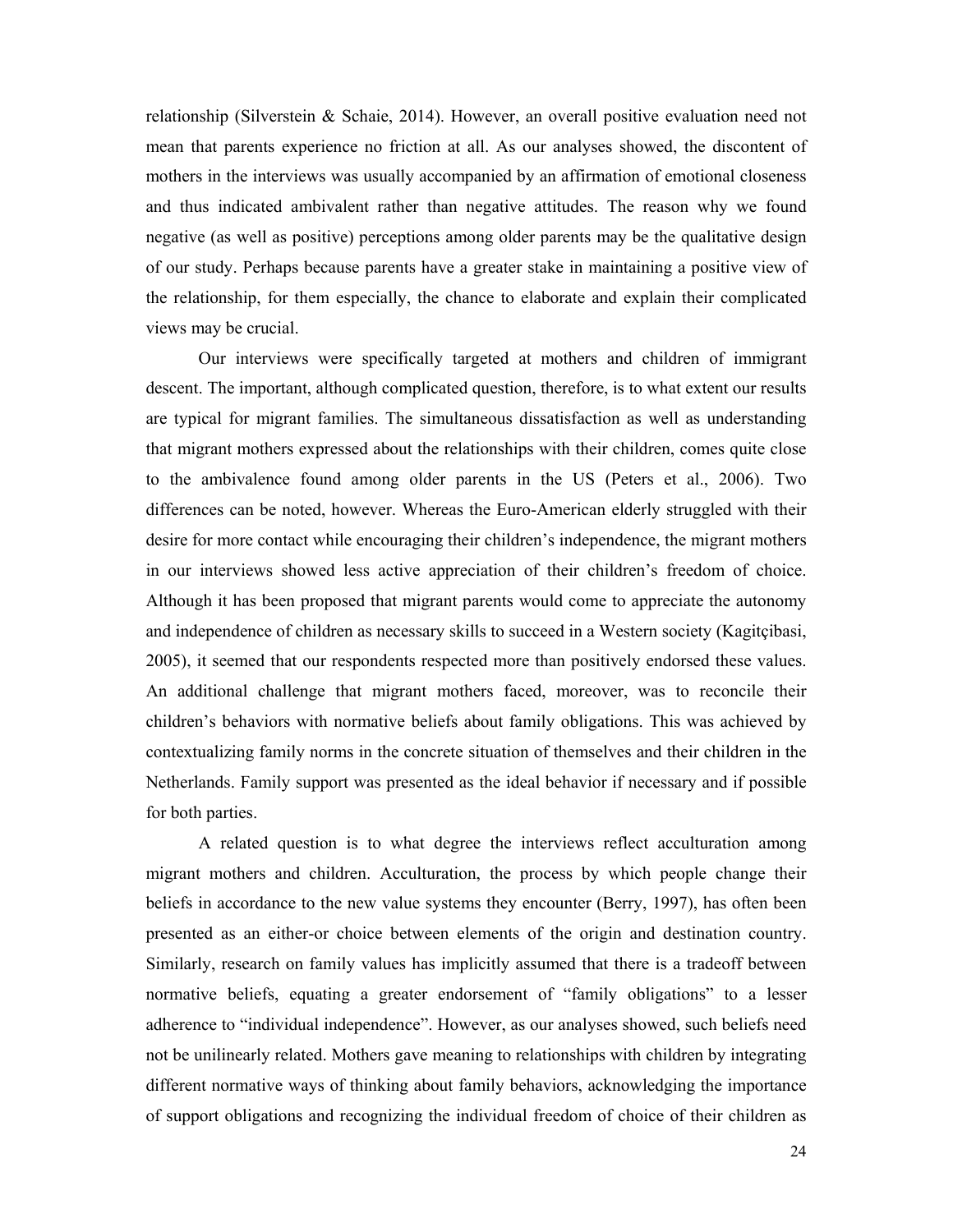relationship (Silverstein & Schaie, 2014). However, an overall positive evaluation need not mean that parents experience no friction at all. As our analyses showed, the discontent of mothers in the interviews was usually accompanied by an affirmation of emotional closeness and thus indicated ambivalent rather than negative attitudes. The reason why we found negative (as well as positive) perceptions among older parents may be the qualitative design of our study. Perhaps because parents have a greater stake in maintaining a positive view of the relationship, for them especially, the chance to elaborate and explain their complicated views may be crucial.

Our interviews were specifically targeted at mothers and children of immigrant descent. The important, although complicated question, therefore, is to what extent our results are typical for migrant families. The simultaneous dissatisfaction as well as understanding that migrant mothers expressed about the relationships with their children, comes quite close to the ambivalence found among older parents in the US (Peters et al., 2006). Two differences can be noted, however. Whereas the Euro-American elderly struggled with their desire for more contact while encouraging their children's independence, the migrant mothers in our interviews showed less active appreciation of their children's freedom of choice. Although it has been proposed that migrant parents would come to appreciate the autonomy and independence of children as necessary skills to succeed in a Western society (Kagitçibasi, 2005), it seemed that our respondents respected more than positively endorsed these values. An additional challenge that migrant mothers faced, moreover, was to reconcile their children's behaviors with normative beliefs about family obligations. This was achieved by contextualizing family norms in the concrete situation of themselves and their children in the Netherlands. Family support was presented as the ideal behavior if necessary and if possible for both parties.

A related question is to what degree the interviews reflect acculturation among migrant mothers and children. Acculturation, the process by which people change their beliefs in accordance to the new value systems they encounter (Berry, 1997), has often been presented as an either-or choice between elements of the origin and destination country. Similarly, research on family values has implicitly assumed that there is a tradeoff between normative beliefs, equating a greater endorsement of "family obligations" to a lesser adherence to "individual independence". However, as our analyses showed, such beliefs need not be unilinearly related. Mothers gave meaning to relationships with children by integrating different normative ways of thinking about family behaviors, acknowledging the importance of support obligations and recognizing the individual freedom of choice of their children as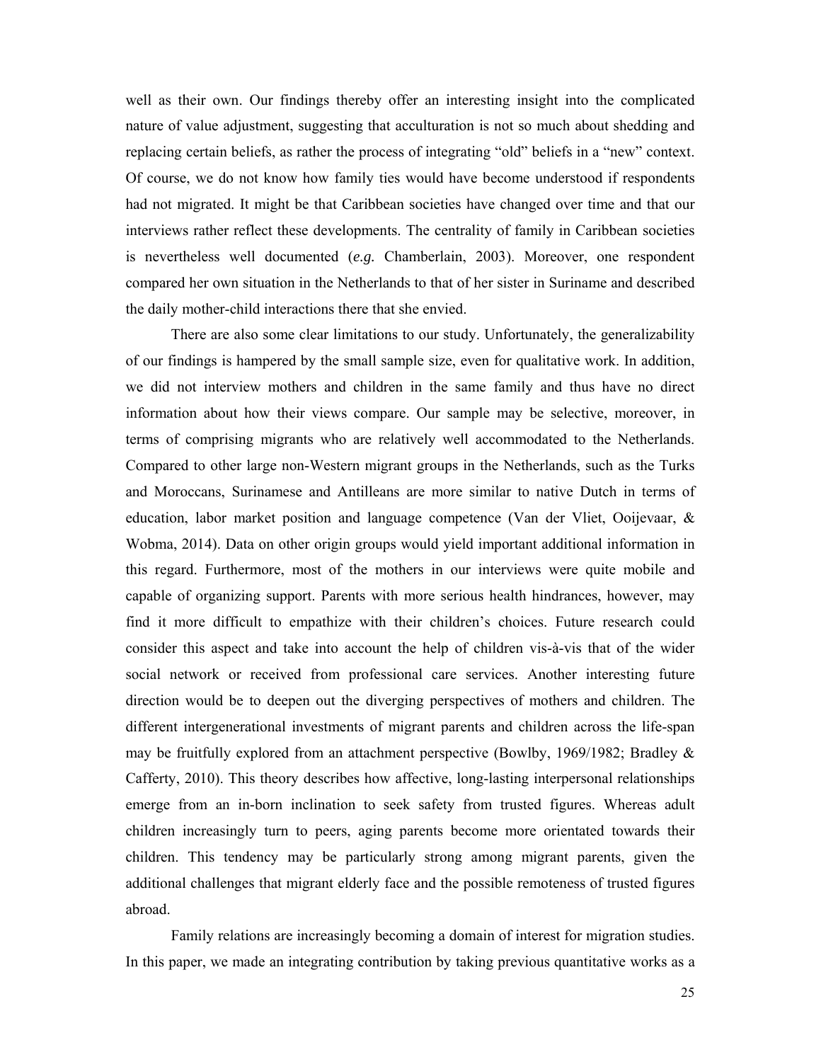well as their own. Our findings thereby offer an interesting insight into the complicated nature of value adjustment, suggesting that acculturation is not so much about shedding and replacing certain beliefs, as rather the process of integrating "old" beliefs in a "new" context. Of course, we do not know how family ties would have become understood if respondents had not migrated. It might be that Caribbean societies have changed over time and that our interviews rather reflect these developments. The centrality of family in Caribbean societies is nevertheless well documented (*e.g.* Chamberlain, 2003). Moreover, one respondent compared her own situation in the Netherlands to that of her sister in Suriname and described the daily mother-child interactions there that she envied.

There are also some clear limitations to our study. Unfortunately, the generalizability of our findings is hampered by the small sample size, even for qualitative work. In addition, we did not interview mothers and children in the same family and thus have no direct information about how their views compare. Our sample may be selective, moreover, in terms of comprising migrants who are relatively well accommodated to the Netherlands. Compared to other large non-Western migrant groups in the Netherlands, such as the Turks and Moroccans, Surinamese and Antilleans are more similar to native Dutch in terms of education, labor market position and language competence (Van der Vliet, Ooijevaar, & Wobma, 2014). Data on other origin groups would yield important additional information in this regard. Furthermore, most of the mothers in our interviews were quite mobile and capable of organizing support. Parents with more serious health hindrances, however, may find it more difficult to empathize with their children's choices. Future research could consider this aspect and take into account the help of children vis-à-vis that of the wider social network or received from professional care services. Another interesting future direction would be to deepen out the diverging perspectives of mothers and children. The different intergenerational investments of migrant parents and children across the life-span may be fruitfully explored from an attachment perspective (Bowlby, 1969/1982; Bradley & Cafferty, 2010). This theory describes how affective, long-lasting interpersonal relationships emerge from an in-born inclination to seek safety from trusted figures. Whereas adult children increasingly turn to peers, aging parents become more orientated towards their children. This tendency may be particularly strong among migrant parents, given the additional challenges that migrant elderly face and the possible remoteness of trusted figures abroad.

Family relations are increasingly becoming a domain of interest for migration studies. In this paper, we made an integrating contribution by taking previous quantitative works as a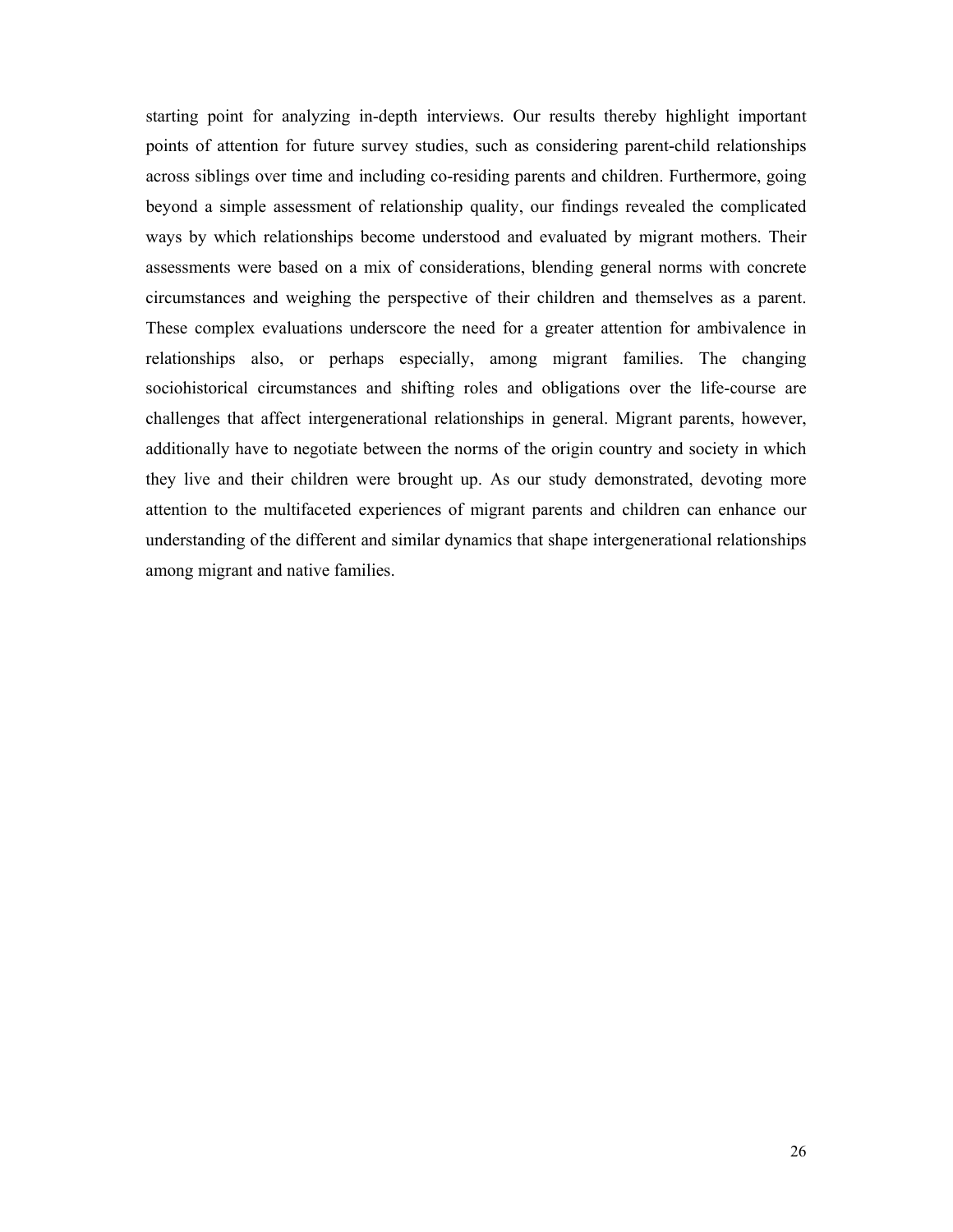starting point for analyzing in-depth interviews. Our results thereby highlight important points of attention for future survey studies, such as considering parent-child relationships across siblings over time and including co-residing parents and children. Furthermore, going beyond a simple assessment of relationship quality, our findings revealed the complicated ways by which relationships become understood and evaluated by migrant mothers. Their assessments were based on a mix of considerations, blending general norms with concrete circumstances and weighing the perspective of their children and themselves as a parent. These complex evaluations underscore the need for a greater attention for ambivalence in relationships also, or perhaps especially, among migrant families. The changing sociohistorical circumstances and shifting roles and obligations over the life-course are challenges that affect intergenerational relationships in general. Migrant parents, however, additionally have to negotiate between the norms of the origin country and society in which they live and their children were brought up. As our study demonstrated, devoting more attention to the multifaceted experiences of migrant parents and children can enhance our understanding of the different and similar dynamics that shape intergenerational relationships among migrant and native families.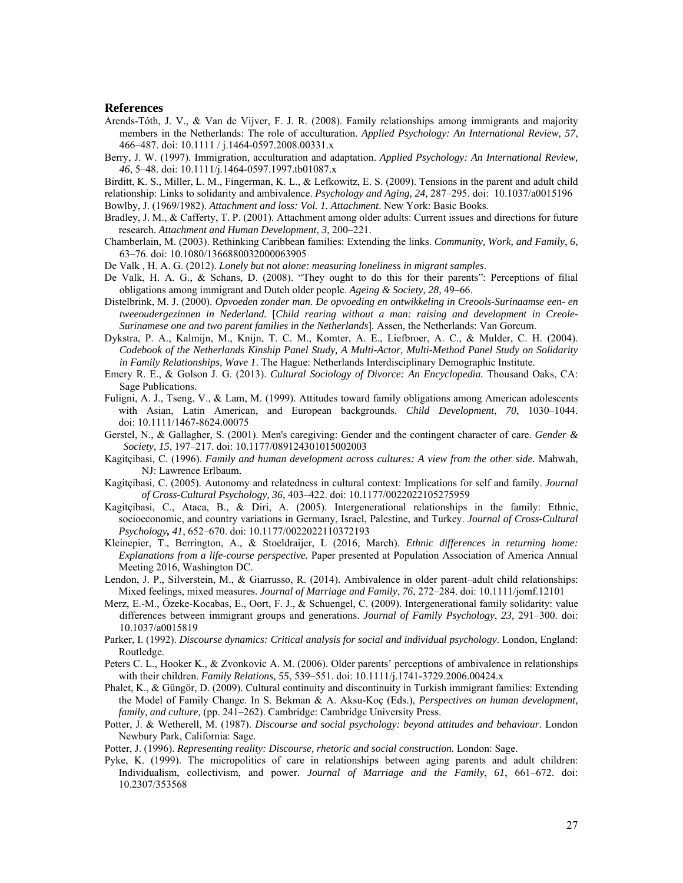## References

Arends-Tóth, J. V., & Van de Vijver, F. J. R. (2008). Family relationships among immigrants and majority members in the Netherlands: The role of acculturation. *Applied Psychology: An International Review, 57*, 466–487. doi: 10.1111 / j.1464-0597.2008.00331.x

Berry, J. W. (1997). Immigration, acculturation and adaptation. *Applied Psychology: An International Review, 46*, 5–48. doi: 10.1111/j.1464-0597.1997.tb01087.x

Birditt, K. S., Miller, L. M., Fingerman, K. L., & Lefkowitz, E. S. (2009). Tensions in the parent and adult child relationship: Links to solidarity and ambivalence. *Psychology and Aging, 24,* 287–295. doi: 10.1037/a0015196

Bowlby, J. (1969/1982). *Attachment and loss: Vol. 1. Attachment*. New York: Basic Books.

Bradley, J. M., & Cafferty, T. P. (2001). Attachment among older adults: Current issues and directions for future research. *Attachment and Human Development*, *3*, 200–221.

Chamberlain, M. (2003). Rethinking Caribbean families: Extending the links. *Community, Work, and Family*, *6*, 63–76. doi: 10.1080/1366880032000063905

De Valk , H. A. G. (2012). *Lonely but not alone: measuring loneliness in migrant samples*.

De Valk, H. A. G., & Schans, D. (2008). "They ought to do this for their parents": Perceptions of filial obligations among immigrant and Dutch older people. *Ageing & Society, 28,* 49–66.

Distelbrink, M. J. (2000). *Opvoeden zonder man. De opvoeding en ontwikkeling in Creools-Surinaamse een- en tweeoudergezinnen in Nederland.* [*Child rearing without a man: raising and development in Creole-Surinamese one and two parent families in the Netherlands*]. Assen, the Netherlands: Van Gorcum.

Dykstra, P. A., Kalmijn, M., Knijn, T. C. M., Komter, A. E., Liefbroer, A. C., & Mulder, C. H. (2004). *Codebook of the Netherlands Kinship Panel Study, A Multi-Actor, Multi-Method Panel Study on Solidarity in Family Relationships, Wave 1*. The Hague: Netherlands Interdisciplinary Demographic Institute.

Emery R. E., & Golson J. G. (2013). *Cultural Sociology of Divorce: An Encyclopedia.* Thousand Oaks, CA: Sage Publications.

Fuligni, A. J., Tseng, V., & Lam, M. (1999). Attitudes toward family obligations among American adolescents with Asian, Latin American, and European backgrounds. *Child Development*, *70*, 1030–1044. doi: 10.1111/1467-8624.00075

Gerstel, N., & Gallagher, S. (2001). Men's caregiving: Gender and the contingent character of care. *Gender & Society, 15*, 197–217. doi: 10.1177/089124301015002003

Kagitçibasi, C. (1996). *Family and human development across cultures: A view from the other side.* Mahwah, NJ: Lawrence Erlbaum.

Kagitçibasi, C. (2005). Autonomy and relatedness in cultural context: Implications for self and family. *Journal of Cross-Cultural Psychology, 36*, 403–422. doi: 10.1177/0022022105275959

Kagitçibasi, C., Ataca, B., & Diri, A. (2005). Intergenerational relationships in the family: Ethnic, socioeconomic, and country variations in Germany, Israel, Palestine, and Turkey. *Journal of Cross-Cultural Psychology, 41*, 652–670. doi: 10.1177/0022022110372193

Kleinepier, T., Berrington, A., & Stoeldraijer, L (2016, March). *Ethnic differences in returning home: Explanations from a life-course perspective.* Paper presented at Population Association of America Annual Meeting 2016, Washington DC.

Lendon, J. P., Silverstein, M., & Giarrusso, R. (2014). Ambivalence in older parent–adult child relationships: Mixed feelings, mixed measures. *Journal of Marriage and Family*, *76*, 272–284. doi: 10.1111/jomf.12101

Merz, E.-M., Özeke-Kocabas, E., Oort, F. J., & Schuengel, C. (2009). Intergenerational family solidarity: value differences between immigrant groups and generations. *Journal of Family Psychology*, *23,* 291–300. doi: 10.1037/a0015819

Parker, I. (1992). *Discourse dynamics: Critical analysis for social and individual psychology*. London, England: Routledge.

Peters C. L., Hooker K., & Zvonkovic A. M. (2006). Older parents' perceptions of ambivalence in relationships with their children. *Family Relations, 55*, 539–551. doi: 10.1111/j.1741-3729.2006.00424.x

Phalet, K., & Güngör, D. (2009). Cultural continuity and discontinuity in Turkish immigrant families: Extending the Model of Family Change. In S. Bekman & A. Aksu-Koç (Eds.), *Perspectives on human development, family, and culture,* (pp. 241–262). Cambridge: Cambridge University Press.

Potter, J. & Wetherell, M. (1987). *Discourse and social psychology: beyond attitudes and behaviour*. London Newbury Park, California: Sage.

Potter, J. (1996). *Representing reality: Discourse, rhetoric and social construction.* London: Sage.

Pyke, K. (1999). The micropolitics of care in relationships between aging parents and adult children: Individualism, collectivism, and power. *Journal of Marriage and the Family*, *61*, 661–672. doi: 10.2307/353568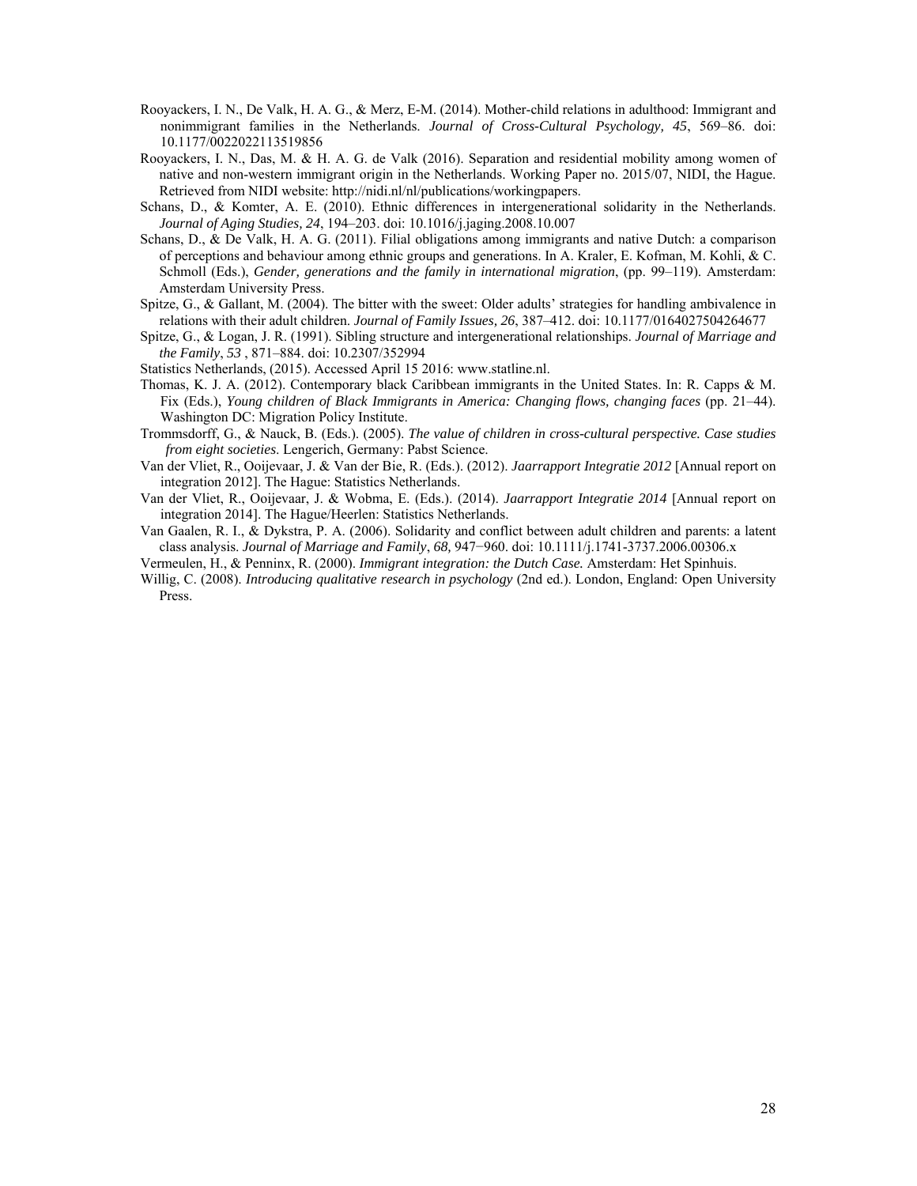Rooyackers, I. N., De Valk, H. A. G., & Merz, E-M. (2014). Mother-child relations in adulthood: Immigrant and nonimmigrant families in the Netherlands. *Journal of Cross-Cultural Psychology, 45*, 569–86. doi: 10.1177/0022022113519856

Rooyackers, I. N., Das, M. & H. A. G. de Valk (2016). Separation and residential mobility among women of native and non-western immigrant origin in the Netherlands. Working Paper no. 2015/07, NIDI, the Hague. Retrieved from NIDI website: http://nidi.nl/nl/publications/workingpapers.

Schans, D., & Komter, A. E. (2010). Ethnic differences in intergenerational solidarity in the Netherlands. *Journal of Aging Studies, 24*, 194–203. doi: 10.1016/j.jaging.2008.10.007

Schans, D., & De Valk, H. A. G. (2011). Filial obligations among immigrants and native Dutch: a comparison of perceptions and behaviour among ethnic groups and generations. In A. Kraler, E. Kofman, M. Kohli, & C. Schmoll (Eds.), *Gender, generations and the family in international migration*, (pp. 99–119). Amsterdam: Amsterdam University Press.

Spitze, G., & Gallant, M. (2004). The bitter with the sweet: Older adults' strategies for handling ambivalence in relations with their adult children. *Journal of Family Issues, 26*, 387–412. doi: 10.1177/0164027504264677

Spitze, G., & Logan, J. R. (1991). Sibling structure and intergenerational relationships. *Journal of Marriage and the Family*, *53* , 871–884. doi: 10.2307/352994

Statistics Netherlands, (2015). Accessed April 15 2016: www.statline.nl.

Thomas, K. J. A. (2012). Contemporary black Caribbean immigrants in the United States. In: R. Capps & M. Fix (Eds.), *Young children of Black Immigrants in America: Changing flows, changing faces* (pp. 21–44). Washington DC: Migration Policy Institute.

Trommsdorff, G., & Nauck, B. (Eds.). (2005). *The value of children in cross-cultural perspective. Case studies from eight societies.* Lengerich, Germany: Pabst Science.

Van der Vliet, R., Ooijevaar, J. & Van der Bie, R. (Eds.). (2012). *Jaarrapport Integratie 2012* [Annual report on integration 2012]. The Hague: Statistics Netherlands.

Van der Vliet, R., Ooijevaar, J. & Wobma, E. (Eds.). (2014). *Jaarrapport Integratie 2014* [Annual report on integration 2014]. The Hague/Heerlen: Statistics Netherlands.

Van Gaalen, R. I., & Dykstra, P. A. (2006). Solidarity and conflict between adult children and parents: a latent class analysis. *Journal of Marriage and Family*, *68,* 947−960. doi: 10.1111/j.1741-3737.2006.00306.x

Vermeulen, H., & Penninx, R. (2000). *Immigrant integration: the Dutch Case.* Amsterdam: Het Spinhuis.

Willig, C. (2008). *Introducing qualitative research in psychology* (2nd ed.). London, England: Open University Press.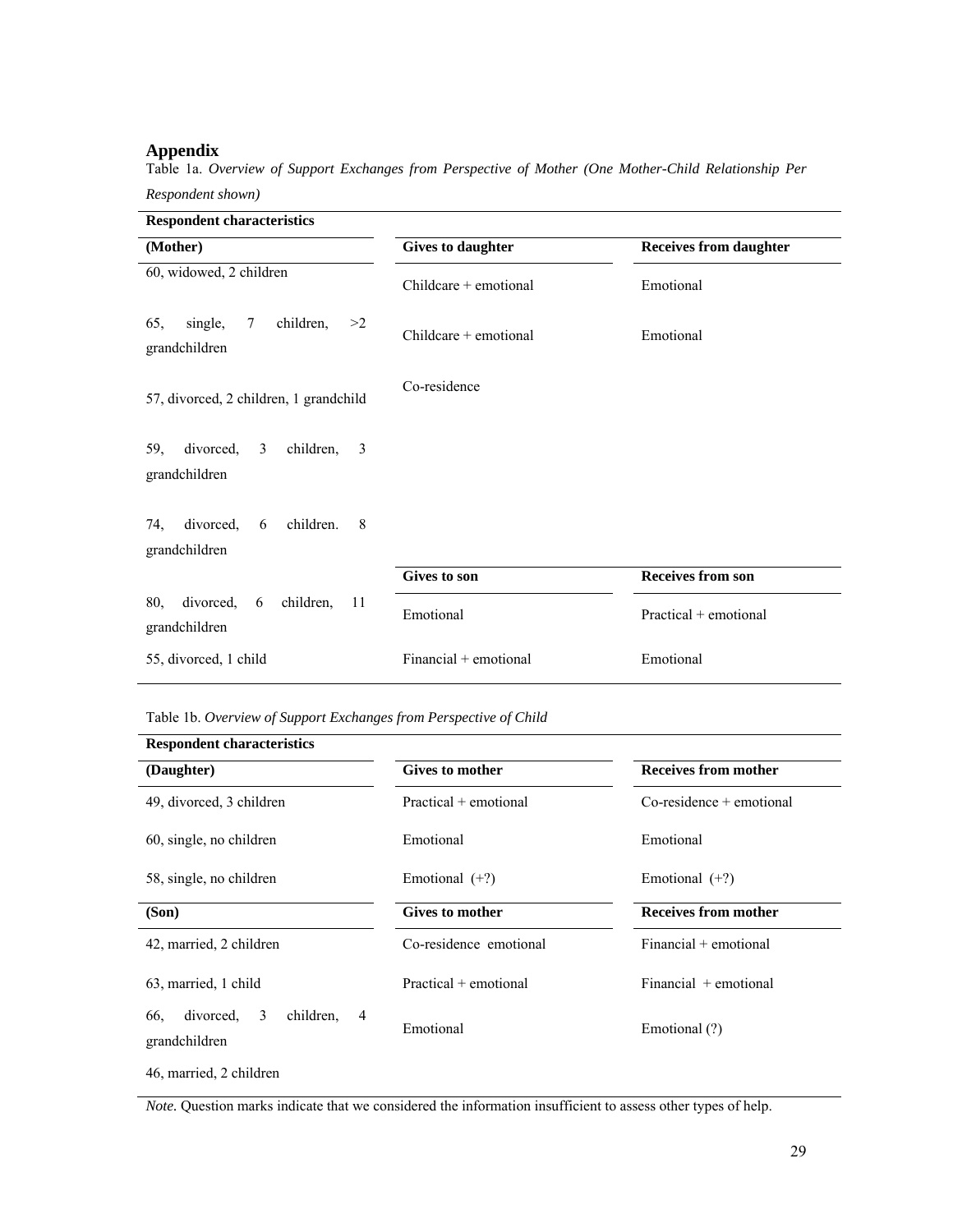## Appendix

Table 1a. *Overview of Support Exchanges from Perspective of Mother (One Mother-Child Relationship Per Respondent shown)*

| Respondent characteristics (Mother) | Gives to daughter | Receives from daughter |
|---|---|---|
| 60, widowed, 2 children | Childcare + emotional | Emotional |
| 65, single, 7 children, >2 grandchildren | Childcare + emotional | Emotional |
| 57, divorced, 2 children, 1 grandchild | Co-residence | |
| 59, divorced, 3 children, 3 grandchildren | | |
| 74, divorced, 6 children. 8 grandchildren | | |
| | **Gives to son** | **Receives from son** |
| 80, divorced, 6 children, 11 grandchildren | Emotional | Practical + emotional |
| 55, divorced, 1 child | Financial + emotional | Emotional |

Table 1b. *Overview of Support Exchanges from Perspective of Child*

| Respondent characteristics (Daughter) | Gives to mother | Receives from mother |
|---|---|---|
| 49, divorced, 3 children | Practical + emotional | Co-residence + emotional |
| 60, single, no children | Emotional | Emotional |
| 58, single, no children | Emotional (+?) | Emotional (+?) |
| **(Son)** | **Gives to mother** | **Receives from mother** |
| 42, married, 2 children | Co-residence emotional | Financial + emotional |
| 63, married, 1 child | Practical + emotional | Financial + emotional |
| 66, divorced, 3 children, 4 grandchildren | Emotional | Emotional (?) |
| 46, married, 2 children | | |

*Note.* Question marks indicate that we considered the information insufficient to assess other types of help.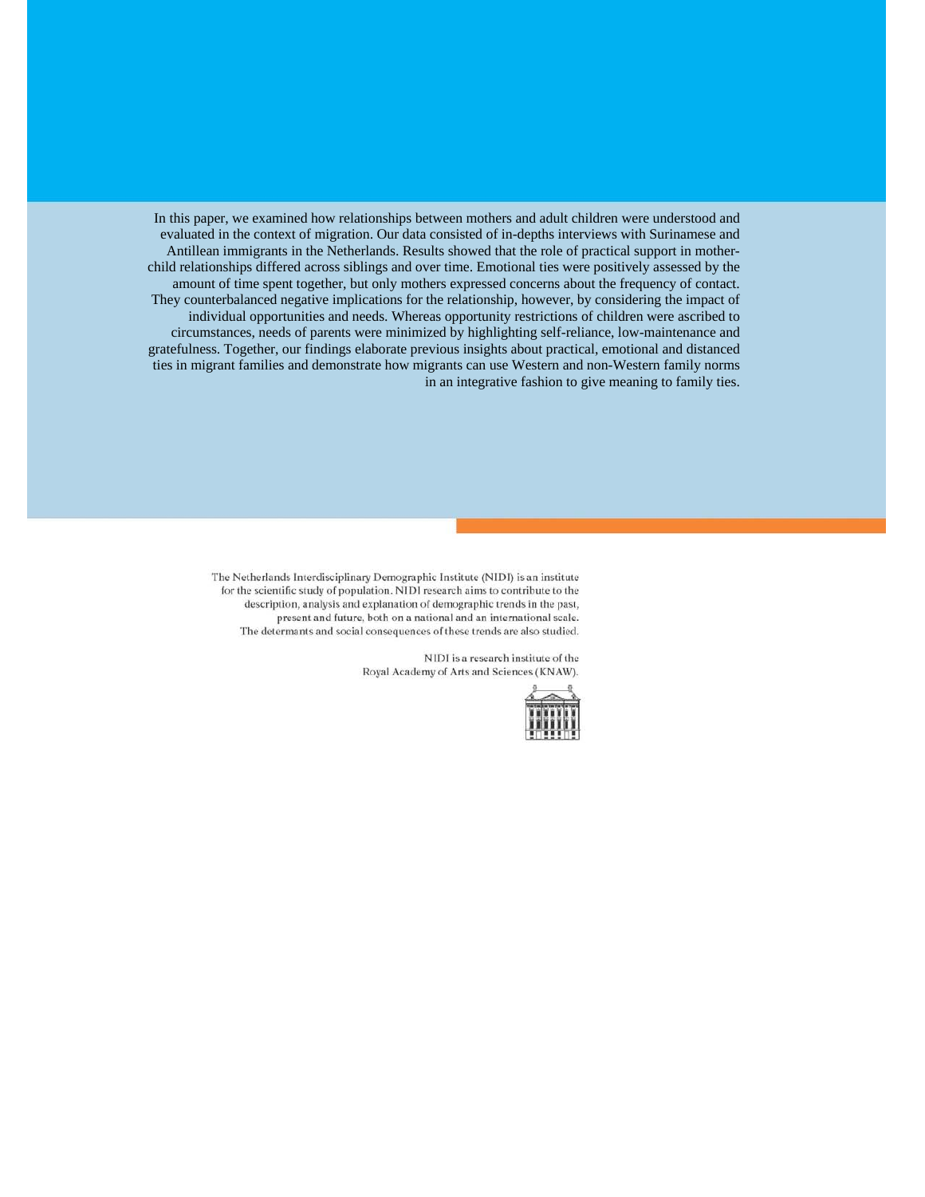In this paper, we examined how relationships between mothers and adult children were understood and evaluated in the context of migration. Our data consisted of in-depths interviews with Surinamese and Antillean immigrants in the Netherlands. Results showed that the role of practical support in mother-child relationships differed across siblings and over time. Emotional ties were positively assessed by the amount of time spent together, but only mothers expressed concerns about the frequency of contact. They counterbalanced negative implications for the relationship, however, by considering the impact of individual opportunities and needs. Whereas opportunity restrictions of children were ascribed to circumstances, needs of parents were minimized by highlighting self-reliance, low-maintenance and gratefulness. Together, our findings elaborate previous insights about practical, emotional and distanced ties in migrant families and demonstrate how migrants can use Western and non-Western family norms in an integrative fashion to give meaning to family ties.

The Netherlands Interdisciplinary Demographic Institute (NIDI) is an institute for the scientific study of population. NIDI research aims to contribute to the description, analysis and explanation of demographic trends in the past, present and future, both on a national and an international scale. The determants and social consequences of these trends are also studied.

NIDI is a research institute of the Royal Academy of Arts and Sciences (KNAW).